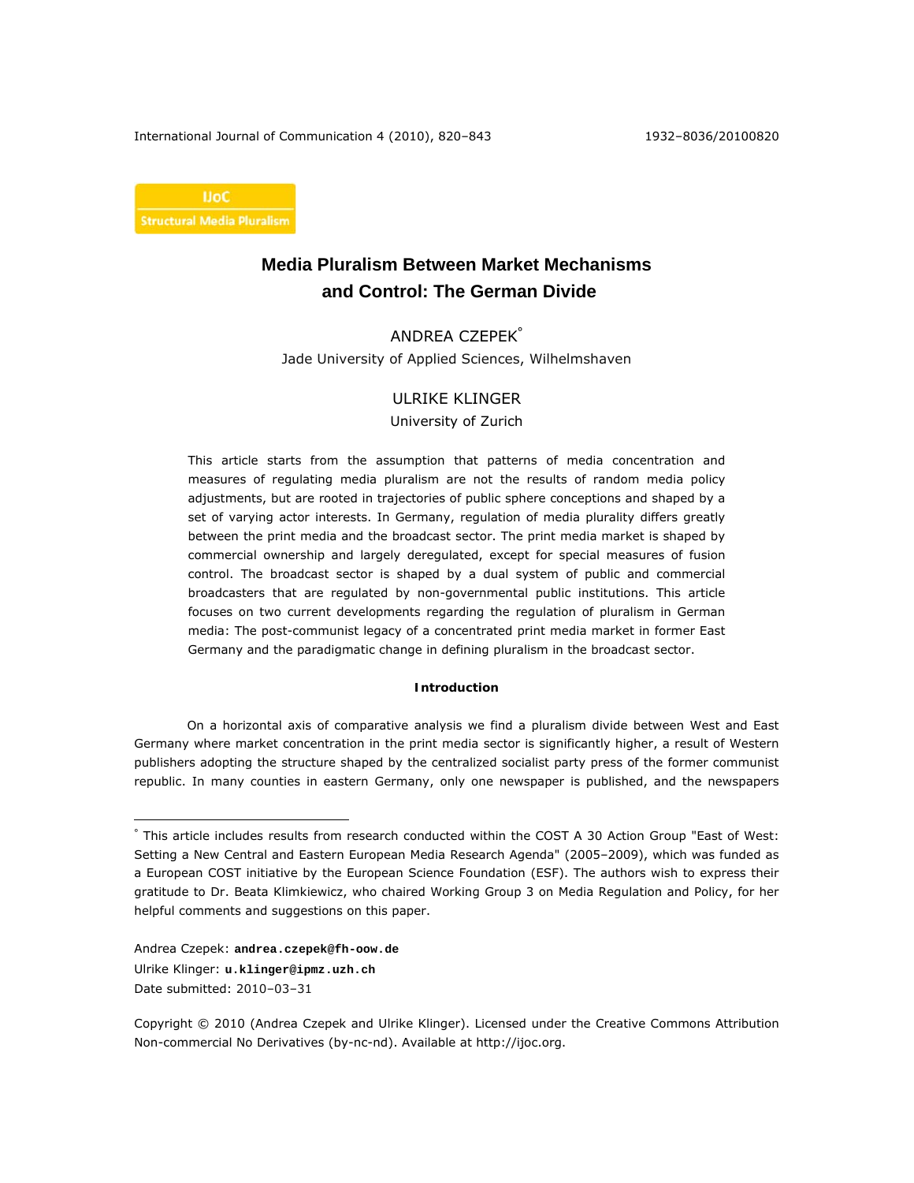IJoC
Structural Media Pluralism

# Media Pluralism Between Market Mechanisms and Control: The German Divide

ANDREA CZEPEK[°]
Jade University of Applied Sciences, Wilhelmshaven

ULRIKE KLINGER
University of Zurich

This article starts from the assumption that patterns of media concentration and measures of regulating media pluralism are not the results of random media policy adjustments, but are rooted in trajectories of public sphere conceptions and shaped by a set of varying actor interests. In Germany, regulation of media plurality differs greatly between the print media and the broadcast sector. The print media market is shaped by commercial ownership and largely deregulated, except for special measures of fusion control. The broadcast sector is shaped by a dual system of public and commercial broadcasters that are regulated by non-governmental public institutions. This article focuses on two current developments regarding the regulation of pluralism in German media: The post-communist legacy of a concentrated print media market in former East Germany and the paradigmatic change in defining pluralism in the broadcast sector.

## Introduction

On a horizontal axis of comparative analysis we find a pluralism divide between West and East Germany where market concentration in the print media sector is significantly higher, a result of Western publishers adopting the structure shaped by the centralized socialist party press of the former communist republic. In many counties in eastern Germany, only one newspaper is published, and the newspapers

---

[°] This article includes results from research conducted within the COST A 30 Action Group "East of West: Setting a New Central and Eastern European Media Research Agenda" (2005–2009), which was funded as a European COST initiative by the European Science Foundation (ESF). The authors wish to express their gratitude to Dr. Beata Klimkiewicz, who chaired Working Group 3 on Media Regulation and Policy, for her helpful comments and suggestions on this paper.

Andrea Czepek: **andrea.czepek@fh-oow.de**
Ulrike Klinger: **u.klinger@ipmz.uzh.ch**
Date submitted: 2010–03–31

Copyright © 2010 (Andrea Czepek and Ulrike Klinger). Licensed under the Creative Commons Attribution Non-commercial No Derivatives (by-nc-nd). Available at http://ijoc.org.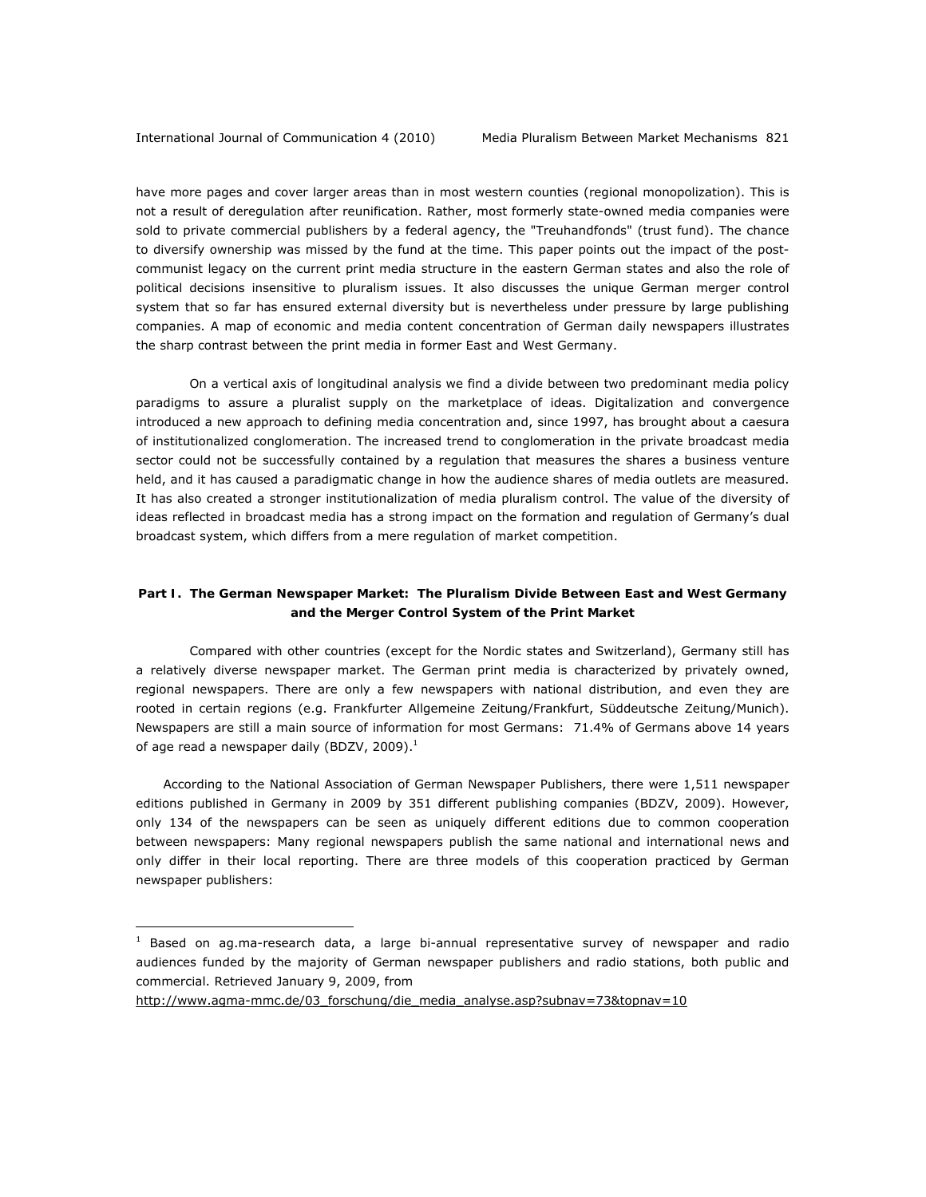have more pages and cover larger areas than in most western counties (regional monopolization). This is not a result of deregulation after reunification. Rather, most formerly state-owned media companies were sold to private commercial publishers by a federal agency, the "Treuhandfonds" (trust fund). The chance to diversify ownership was missed by the fund at the time. This paper points out the impact of the post-communist legacy on the current print media structure in the eastern German states and also the role of political decisions insensitive to pluralism issues. It also discusses the unique German merger control system that so far has ensured external diversity but is nevertheless under pressure by large publishing companies. A map of economic and media content concentration of German daily newspapers illustrates the sharp contrast between the print media in former East and West Germany.

On a vertical axis of longitudinal analysis we find a divide between two predominant media policy paradigms to assure a pluralist supply on the marketplace of ideas. Digitalization and convergence introduced a new approach to defining media concentration and, since 1997, has brought about a caesura of institutionalized conglomeration. The increased trend to conglomeration in the private broadcast media sector could not be successfully contained by a regulation that measures the shares a business venture held, and it has caused a paradigmatic change in how the audience shares of media outlets are measured. It has also created a stronger institutionalization of media pluralism control. The value of the diversity of ideas reflected in broadcast media has a strong impact on the formation and regulation of Germany's dual broadcast system, which differs from a mere regulation of market competition.

## Part I. The German Newspaper Market: The Pluralism Divide Between East and West Germany and the Merger Control System of the Print Market

Compared with other countries (except for the Nordic states and Switzerland), Germany still has a relatively diverse newspaper market. The German print media is characterized by privately owned, regional newspapers. There are only a few newspapers with national distribution, and even they are rooted in certain regions (e.g. Frankfurter Allgemeine Zeitung/Frankfurt, Süddeutsche Zeitung/Munich). Newspapers are still a main source of information for most Germans: 71.4% of Germans above 14 years of age read a newspaper daily (BDZV, 2009).[1]

According to the National Association of German Newspaper Publishers, there were 1,511 newspaper editions published in Germany in 2009 by 351 different publishing companies (BDZV, 2009). However, only 134 of the newspapers can be seen as uniquely different editions due to common cooperation between newspapers: Many regional newspapers publish the same national and international news and only differ in their local reporting. There are three models of this cooperation practiced by German newspaper publishers:

---

[1] Based on ag.ma-research data, a large bi-annual representative survey of newspaper and radio audiences funded by the majority of German newspaper publishers and radio stations, both public and commercial. Retrieved January 9, 2009, from http://www.agma-mmc.de/03_forschung/die_media_analyse.asp?subnav=73&topnav=10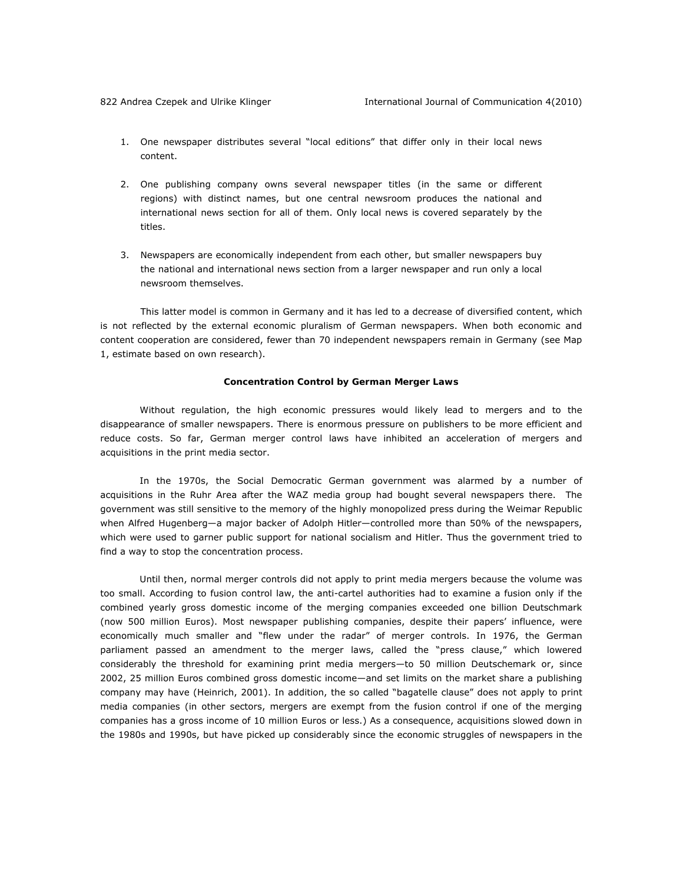1. One newspaper distributes several "local editions" that differ only in their local news content.

2. One publishing company owns several newspaper titles (in the same or different regions) with distinct names, but one central newsroom produces the national and international news section for all of them. Only local news is covered separately by the titles.

3. Newspapers are economically independent from each other, but smaller newspapers buy the national and international news section from a larger newspaper and run only a local newsroom themselves.

This latter model is common in Germany and it has led to a decrease of diversified content, which is not reflected by the external economic pluralism of German newspapers. When both economic and content cooperation are considered, fewer than 70 independent newspapers remain in Germany (see Map 1, estimate based on own research).

### Concentration Control by German Merger Laws

Without regulation, the high economic pressures would likely lead to mergers and to the disappearance of smaller newspapers. There is enormous pressure on publishers to be more efficient and reduce costs. So far, German merger control laws have inhibited an acceleration of mergers and acquisitions in the print media sector.

In the 1970s, the Social Democratic German government was alarmed by a number of acquisitions in the Ruhr Area after the WAZ media group had bought several newspapers there. The government was still sensitive to the memory of the highly monopolized press during the Weimar Republic when Alfred Hugenberg—a major backer of Adolph Hitler—controlled more than 50% of the newspapers, which were used to garner public support for national socialism and Hitler. Thus the government tried to find a way to stop the concentration process.

Until then, normal merger controls did not apply to print media mergers because the volume was too small. According to fusion control law, the anti-cartel authorities had to examine a fusion only if the combined yearly gross domestic income of the merging companies exceeded one billion Deutschmark (now 500 million Euros). Most newspaper publishing companies, despite their papers' influence, were economically much smaller and "flew under the radar" of merger controls. In 1976, the German parliament passed an amendment to the merger laws, called the "press clause," which lowered considerably the threshold for examining print media mergers—to 50 million Deutschemark or, since 2002, 25 million Euros combined gross domestic income—and set limits on the market share a publishing company may have (Heinrich, 2001). In addition, the so called "bagatelle clause" does not apply to print media companies (in other sectors, mergers are exempt from the fusion control if one of the merging companies has a gross income of 10 million Euros or less.) As a consequence, acquisitions slowed down in the 1980s and 1990s, but have picked up considerably since the economic struggles of newspapers in the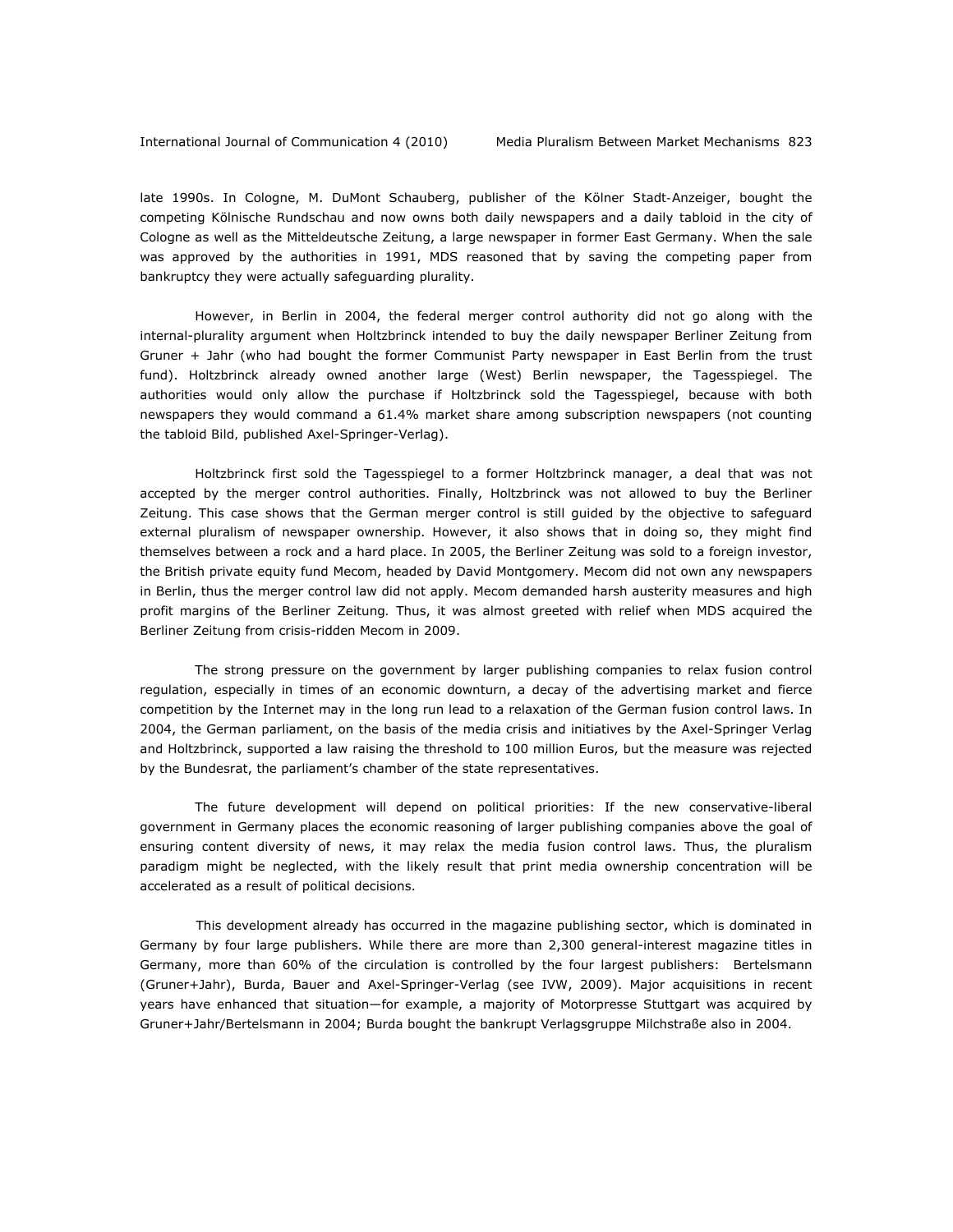late 1990s. In Cologne, M. DuMont Schauberg, publisher of the Kölner Stadt-Anzeiger, bought the competing Kölnische Rundschau and now owns both daily newspapers and a daily tabloid in the city of Cologne as well as the Mitteldeutsche Zeitung, a large newspaper in former East Germany. When the sale was approved by the authorities in 1991, MDS reasoned that by saving the competing paper from bankruptcy they were actually safeguarding plurality.

However, in Berlin in 2004, the federal merger control authority did not go along with the internal-plurality argument when Holtzbrinck intended to buy the daily newspaper Berliner Zeitung from Gruner + Jahr (who had bought the former Communist Party newspaper in East Berlin from the trust fund). Holtzbrinck already owned another large (West) Berlin newspaper, the Tagesspiegel. The authorities would only allow the purchase if Holtzbrinck sold the Tagesspiegel, because with both newspapers they would command a 61.4% market share among subscription newspapers (not counting the tabloid Bild, published Axel-Springer-Verlag).

Holtzbrinck first sold the Tagesspiegel to a former Holtzbrinck manager, a deal that was not accepted by the merger control authorities. Finally, Holtzbrinck was not allowed to buy the Berliner Zeitung. This case shows that the German merger control is still guided by the objective to safeguard external pluralism of newspaper ownership. However, it also shows that in doing so, they might find themselves between a rock and a hard place. In 2005, the Berliner Zeitung was sold to a foreign investor, the British private equity fund Mecom, headed by David Montgomery. Mecom did not own any newspapers in Berlin, thus the merger control law did not apply. Mecom demanded harsh austerity measures and high profit margins of the Berliner Zeitung. Thus, it was almost greeted with relief when MDS acquired the Berliner Zeitung from crisis-ridden Mecom in 2009.

The strong pressure on the government by larger publishing companies to relax fusion control regulation, especially in times of an economic downturn, a decay of the advertising market and fierce competition by the Internet may in the long run lead to a relaxation of the German fusion control laws. In 2004, the German parliament, on the basis of the media crisis and initiatives by the Axel-Springer Verlag and Holtzbrinck, supported a law raising the threshold to 100 million Euros, but the measure was rejected by the Bundesrat, the parliament's chamber of the state representatives.

The future development will depend on political priorities: If the new conservative-liberal government in Germany places the economic reasoning of larger publishing companies above the goal of ensuring content diversity of news, it may relax the media fusion control laws. Thus, the pluralism paradigm might be neglected, with the likely result that print media ownership concentration will be accelerated as a result of political decisions.

This development already has occurred in the magazine publishing sector, which is dominated in Germany by four large publishers. While there are more than 2,300 general-interest magazine titles in Germany, more than 60% of the circulation is controlled by the four largest publishers: Bertelsmann (Gruner+Jahr), Burda, Bauer and Axel-Springer-Verlag (see IVW, 2009). Major acquisitions in recent years have enhanced that situation—for example, a majority of Motorpresse Stuttgart was acquired by Gruner+Jahr/Bertelsmann in 2004; Burda bought the bankrupt Verlagsgruppe Milchstraße also in 2004.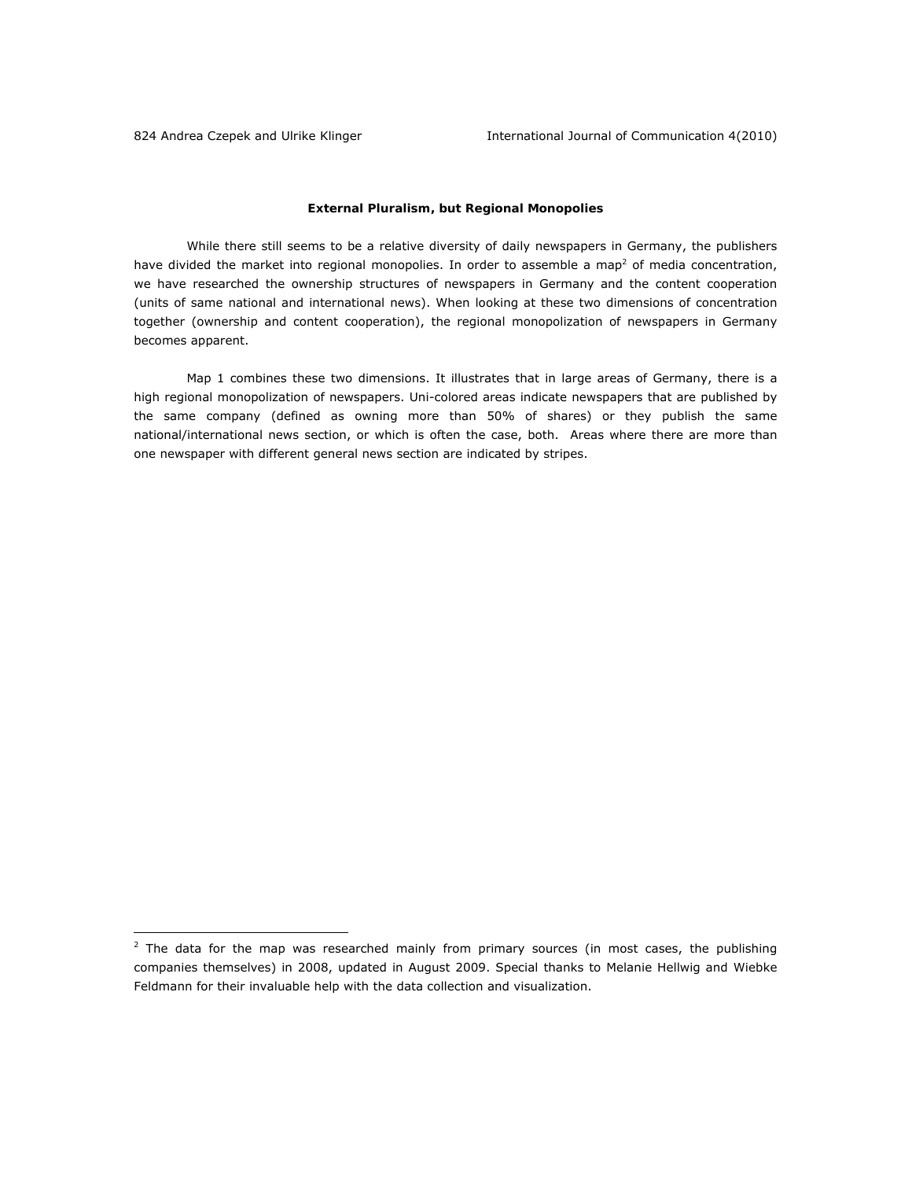### External Pluralism, but Regional Monopolies

While there still seems to be a relative diversity of daily newspapers in Germany, the publishers have divided the market into regional monopolies. In order to assemble a map[2] of media concentration, we have researched the ownership structures of newspapers in Germany and the content cooperation (units of same national and international news). When looking at these two dimensions of concentration together (ownership and content cooperation), the regional monopolization of newspapers in Germany becomes apparent.

Map 1 combines these two dimensions. It illustrates that in large areas of Germany, there is a high regional monopolization of newspapers. Uni-colored areas indicate newspapers that are published by the same company (defined as owning more than 50% of shares) or they publish the same national/international news section, or which is often the case, both. Areas where there are more than one newspaper with different general news section are indicated by stripes.

---

[2] The data for the map was researched mainly from primary sources (in most cases, the publishing companies themselves) in 2008, updated in August 2009. Special thanks to Melanie Hellwig and Wiebke Feldmann for their invaluable help with the data collection and visualization.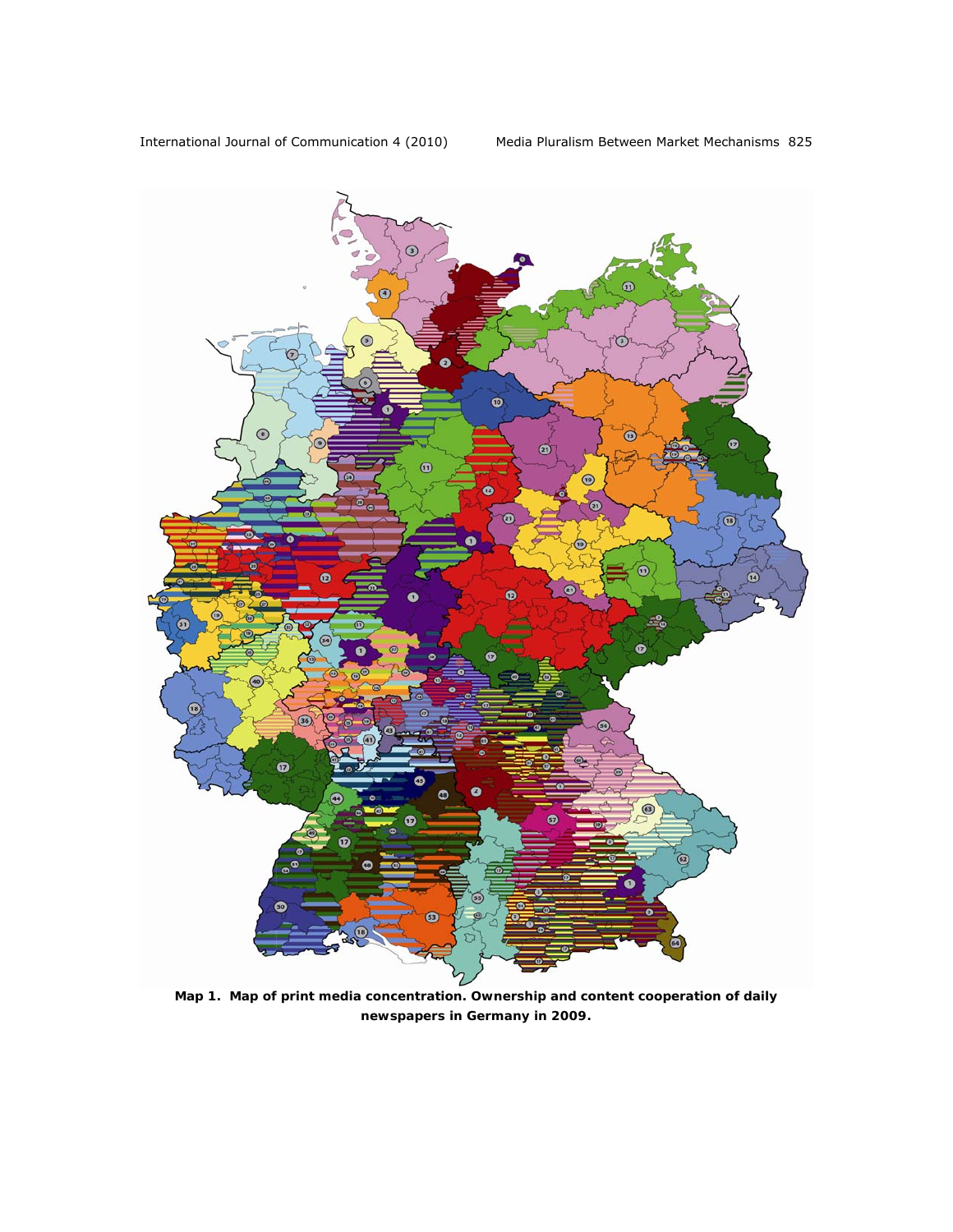**Map 1. Map of print media concentration. Ownership and content cooperation of daily newspapers in Germany in 2009.**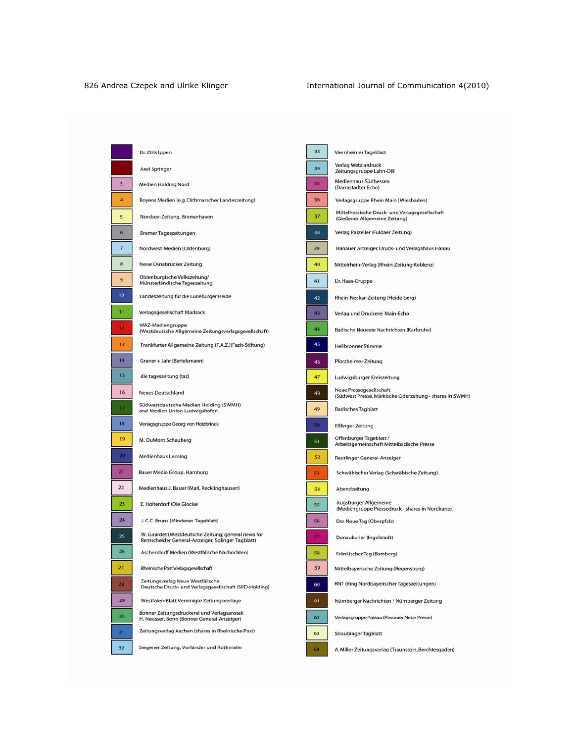| No. | Publisher |
|---|---|
| 1 | Dr. Dirk Ippen |
| 2 | Axel Springer |
| 3 | Medien Holding Nord |
| 4 | Boyens Medien (e.g. Dithmarscher Landeszeitung) |
| 5 | Nordsee-Zeitung, Bremerhaven |
| 6 | Bremer Tageszeitungen |
| 7 | Nordwest-Medien (Oldenburg) |
| 8 | Neue Osnabrücker Zeitung |
| 9 | Oldenburgische Volkszeitung/ Münsterländische Tageszeitung |
| 10 | Landeszeitung für die Lüneburger Heide |
| 11 | Verlagsgesellschaft Madsack |
| 12 | WAZ-Mediengruppe (Westdeutsche Allgemeine Zeitungsverlagsgesellschaft) |
| 13 | Frankfurter Allgemeine Zeitung (F.A.Z.)(Fazit-Stiftung) |
| 14 | Gruner + Jahr (Bertelsmann) |
| 15 | die tageszeitung (taz) |
| 16 | Neues Deutschland |
| 17 | Südwestdeutsche Medien Holding (SWMH) and Medien Union Ludwigshafen |
| 18 | Verlagsgruppe Georg von Holzbrinck |
| 19 | M. DuMont Schauberg |
| 20 | Medienhaus Lensing |
| 21 | Bauer Media Group, Hamburg |
| 22 | Medienhaus J. Bauer (Marl, Recklinghausen) |
| 23 | E. Holterdorf (Die Glocke) |
| 24 | J. C.C. Bruns (Mindener Tageblatt) |
| 25 | W. Girardet (Westdeutsche Zeitung; general news for Remscheider General-Anzeiger, Solinger Tagblatt) |
| 26 | Aschendorff Medien (Westfälische Nachrichten) |
| 27 | Rheinische Post Verlagsgesellschaft |
| 28 | Zeitungsverlag Neue Westfälische Deutsche Druck- und Verlagsgesellschaft (SPD-Holding) |
| 29 | Westfalen-Blatt Vereinigte Zeitungsverlage |
| 30 | Bonner Zeitungsdruckerei und Verlagsanstalt H. Neusser, Bonn (Bonner General-Anzeiger) |
| 31 | Zeitungsverlag Aachen (shares in Rheinische Post) |
| 32 | Siegener Zeitung, Vorländer und Rothmaler |
| 33 | Viernheimer Tageblatt |
| 34 | Verlag Wetzlardruck Zeitungsgruppe Lahn-Dill |
| 35 | Medienhaus Südhessen (Darmstädter Echo) |
| 36 | Verlagsgruppe Rhein Main (Wiesbaden) |
| 37 | Mittelhessische Druck- und Verlagsgesellschaft (Gießener Allgemeine Zeitung) |
| 38 | Verlag Parzeller (Fuldaer Zeitung) |
| 39 | Hanauer Anzeiger, Druck- und Verlagshaus Hanau |
| 40 | Mittelrhein-Verlag (Rhein-Zeitung Koblenz) |
| 41 | Dr. Haas-Gruppe |
| 42 | Rhein-Neckar-Zeitung (Heidelberg) |
| 43 | Verlag und Druckerei Main-Echo |
| 44 | Badische Neueste Nachrichten (Karlsruhe) |
| 45 | Heilbronner Stimme |
| 46 | Pforzheimer Zeitung |
| 47 | Ludwigsburger Kreiszeitung |
| 48 | Neue Pressegesellschaft (Südwest Presse, Märkische Oderzeitung - shares in SWMH) |
| 49 | Badisches Tagblatt |
| 50 | Eßlinger Zeitung |
| 51 | Offenburger Tageblatt / Arbeitsgemeinschaft Mittelbadische Presse |
| 52 | Reutlinger General-Anzeiger |
| 53 | Schwäbischer Verlag (Schwäbische Zeitung) |
| 54 | Abendzeitung |
| 55 | Augsburger Allgemeine (Mediengruppe Pressedruck - shares in Nordkurier) |
| 56 | Der Neue Tag (Oberpfalz) |
| 57 | Donaukurier (Ingolstadt) |
| 58 | Fränkischer Tag (Bamberg) |
| 59 | Mittelbayerische Zeitung (Regensburg) |
| 60 | RNT (Ring Nordbayerischer Tageszeitungen) |
| 61 | Nurnberger Nachrichten / Nürnberger Zeitung |
| 62 | Verlagsgruppe Passau (Passauer Neue Presse) |
| 63 | Straubinger Tagblatt |
| 64 | A. Miller Zeitungsverlag (Traunstein, Berchtesgaden) |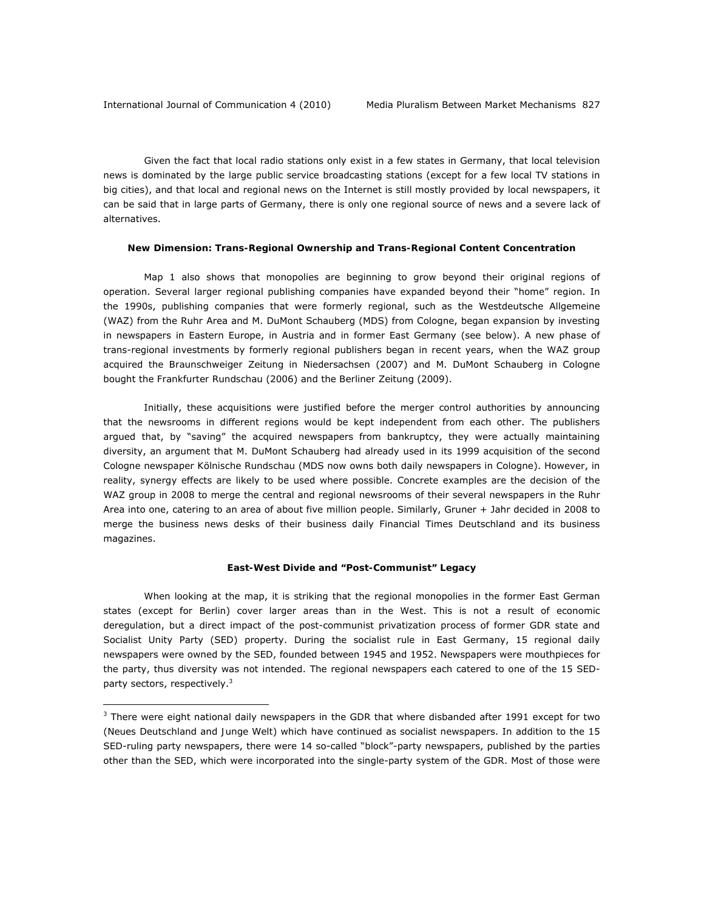Given the fact that local radio stations only exist in a few states in Germany, that local television news is dominated by the large public service broadcasting stations (except for a few local TV stations in big cities), and that local and regional news on the Internet is still mostly provided by local newspapers, it can be said that in large parts of Germany, there is only one regional source of news and a severe lack of alternatives.

### New Dimension: Trans-Regional Ownership and Trans-Regional Content Concentration

Map 1 also shows that monopolies are beginning to grow beyond their original regions of operation. Several larger regional publishing companies have expanded beyond their "home" region. In the 1990s, publishing companies that were formerly regional, such as the Westdeutsche Allgemeine (WAZ) from the Ruhr Area and M. DuMont Schauberg (MDS) from Cologne, began expansion by investing in newspapers in Eastern Europe, in Austria and in former East Germany (see below). A new phase of trans-regional investments by formerly regional publishers began in recent years, when the WAZ group acquired the Braunschweiger Zeitung in Niedersachsen (2007) and M. DuMont Schauberg in Cologne bought the Frankfurter Rundschau (2006) and the Berliner Zeitung (2009).

Initially, these acquisitions were justified before the merger control authorities by announcing that the newsrooms in different regions would be kept independent from each other. The publishers argued that, by "saving" the acquired newspapers from bankruptcy, they were actually maintaining diversity, an argument that M. DuMont Schauberg had already used in its 1999 acquisition of the second Cologne newspaper Kölnische Rundschau (MDS now owns both daily newspapers in Cologne). However, in reality, synergy effects are likely to be used where possible. Concrete examples are the decision of the WAZ group in 2008 to merge the central and regional newsrooms of their several newspapers in the Ruhr Area into one, catering to an area of about five million people. Similarly, Gruner + Jahr decided in 2008 to merge the business news desks of their business daily Financial Times Deutschland and its business magazines.

### East-West Divide and "Post-Communist" Legacy

When looking at the map, it is striking that the regional monopolies in the former East German states (except for Berlin) cover larger areas than in the West. This is not a result of economic deregulation, but a direct impact of the post-communist privatization process of former GDR state and Socialist Unity Party (SED) property. During the socialist rule in East Germany, 15 regional daily newspapers were owned by the SED, founded between 1945 and 1952. Newspapers were mouthpieces for the party, thus diversity was not intended. The regional newspapers each catered to one of the 15 SED-party sectors, respectively.[3]

---

[3] There were eight national daily newspapers in the GDR that where disbanded after 1991 except for two (Neues Deutschland and Junge Welt) which have continued as socialist newspapers. In addition to the 15 SED-ruling party newspapers, there were 14 so-called "block"-party newspapers, published by the parties other than the SED, which were incorporated into the single-party system of the GDR. Most of those were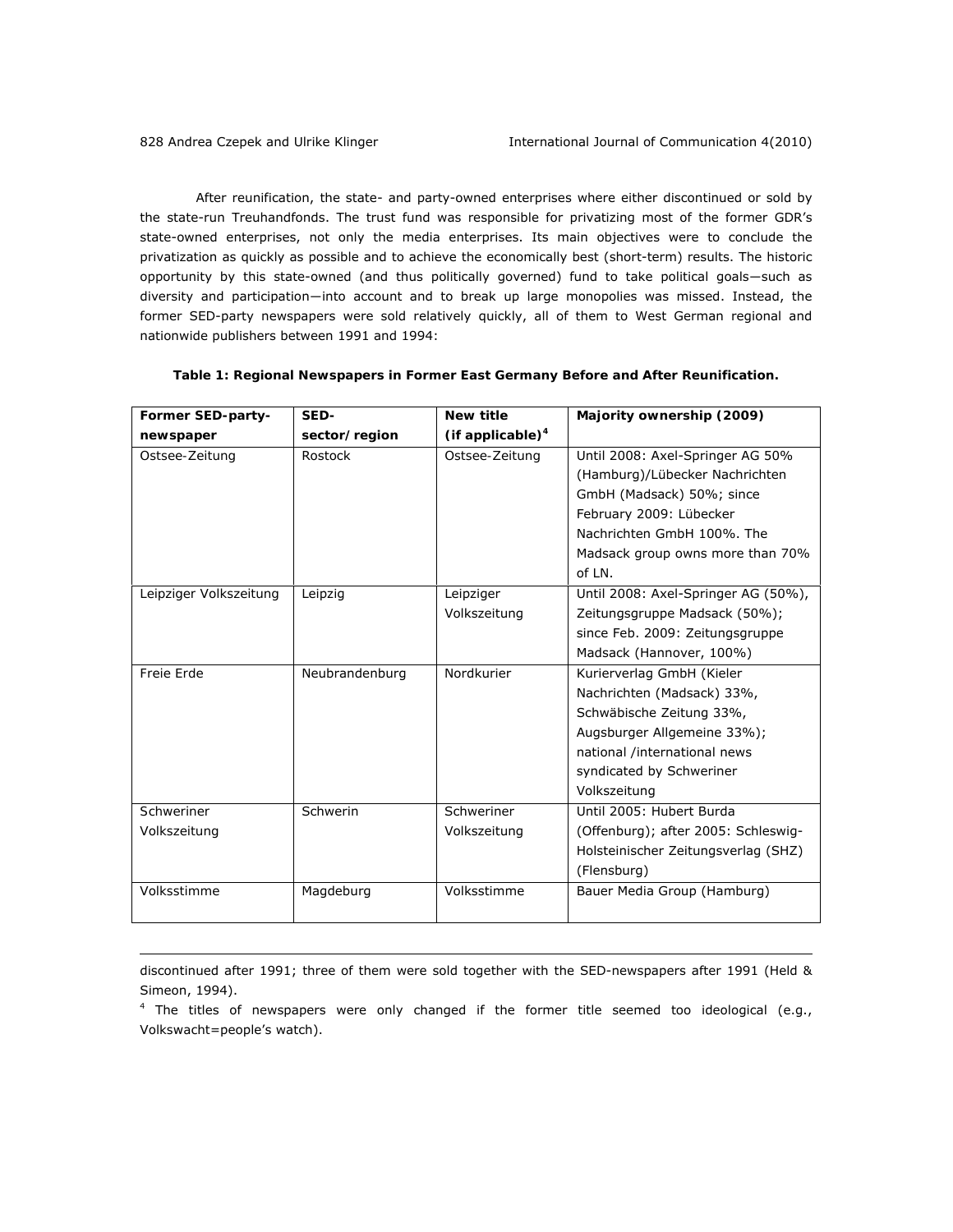After reunification, the state- and party-owned enterprises where either discontinued or sold by the state-run Treuhandfonds. The trust fund was responsible for privatizing most of the former GDR's state-owned enterprises, not only the media enterprises. Its main objectives were to conclude the privatization as quickly as possible and to achieve the economically best (short-term) results. The historic opportunity by this state-owned (and thus politically governed) fund to take political goals—such as diversity and participation—into account and to break up large monopolies was missed. Instead, the former SED-party newspapers were sold relatively quickly, all of them to West German regional and nationwide publishers between 1991 and 1994:

**Table 1: Regional Newspapers in Former East Germany Before and After Reunification.**

| Former SED-party-newspaper | SED-sector/region | New title (if applicable)[4] | Majority ownership (2009) |
|---|---|---|---|
| Ostsee-Zeitung | Rostock | Ostsee-Zeitung | Until 2008: Axel-Springer AG 50% (Hamburg)/Lübecker Nachrichten GmbH (Madsack) 50%; since February 2009: Lübecker Nachrichten GmbH 100%. The Madsack group owns more than 70% of LN. |
| Leipziger Volkszeitung | Leipzig | Leipziger Volkszeitung | Until 2008: Axel-Springer AG (50%), Zeitungsgruppe Madsack (50%); since Feb. 2009: Zeitungsgruppe Madsack (Hannover, 100%) |
| Freie Erde | Neubrandenburg | Nordkurier | Kurierverlag GmbH (Kieler Nachrichten (Madsack) 33%, Schwäbische Zeitung 33%, Augsburger Allgemeine 33%); national /international news syndicated by Schweriner Volkszeitung |
| Schweriner Volkszeitung | Schwerin | Schweriner Volkszeitung | Until 2005: Hubert Burda (Offenburg); after 2005: Schleswig-Holsteinischer Zeitungsverlag (SHZ) (Flensburg) |
| Volksstimme | Magdeburg | Volksstimme | Bauer Media Group (Hamburg) |

discontinued after 1991; three of them were sold together with the SED-newspapers after 1991 (Held & Simeon, 1994).

[4] The titles of newspapers were only changed if the former title seemed too ideological (e.g., Volkswacht=people's watch).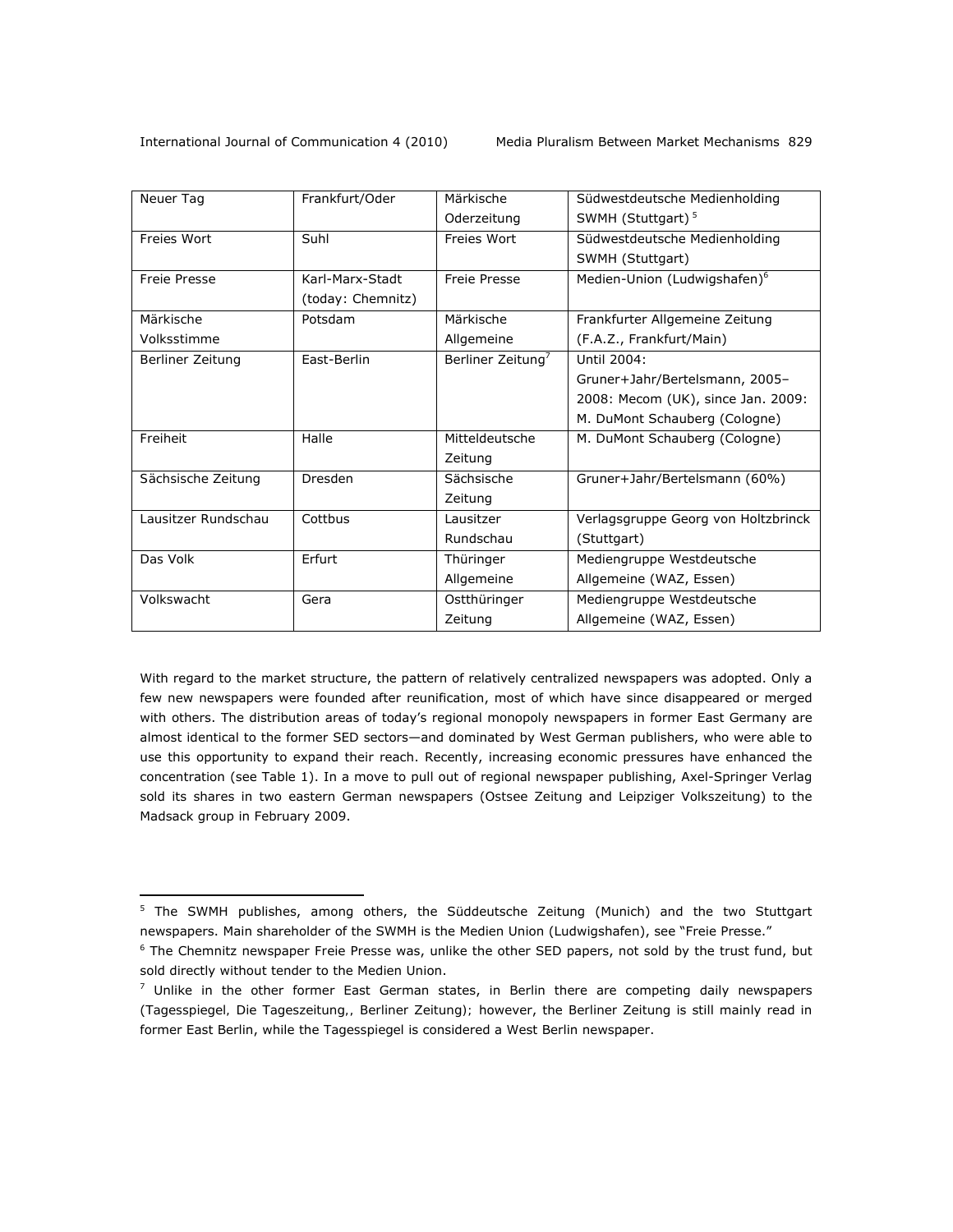| | | | |
|---|---|---|---|
| Neuer Tag | Frankfurt/Oder | Märkische Oderzeitung | Südwestdeutsche Medienholding SWMH (Stuttgart) [5] |
| Freies Wort | Suhl | Freies Wort | Südwestdeutsche Medienholding SWMH (Stuttgart) |
| Freie Presse | Karl-Marx-Stadt (today: Chemnitz) | Freie Presse | Medien-Union (Ludwigshafen)[6] |
| Märkische Volksstimme | Potsdam | Märkische Allgemeine | Frankfurter Allgemeine Zeitung (F.A.Z., Frankfurt/Main) |
| Berliner Zeitung | East-Berlin | Berliner Zeitung[7] | Until 2004: Gruner+Jahr/Bertelsmann, 2005–2008: Mecom (UK), since Jan. 2009: M. DuMont Schauberg (Cologne) |
| Freiheit | Halle | Mitteldeutsche Zeitung | M. DuMont Schauberg (Cologne) |
| Sächsische Zeitung | Dresden | Sächsische Zeitung | Gruner+Jahr/Bertelsmann (60%) |
| Lausitzer Rundschau | Cottbus | Lausitzer Rundschau | Verlagsgruppe Georg von Holtzbrinck (Stuttgart) |
| Das Volk | Erfurt | Thüringer Allgemeine | Mediengruppe Westdeutsche Allgemeine (WAZ, Essen) |
| Volkswacht | Gera | Ostthüringer Zeitung | Mediengruppe Westdeutsche Allgemeine (WAZ, Essen) |

With regard to the market structure, the pattern of relatively centralized newspapers was adopted. Only a few new newspapers were founded after reunification, most of which have since disappeared or merged with others. The distribution areas of today's regional monopoly newspapers in former East Germany are almost identical to the former SED sectors—and dominated by West German publishers, who were able to use this opportunity to expand their reach. Recently, increasing economic pressures have enhanced the concentration (see Table 1). In a move to pull out of regional newspaper publishing, Axel-Springer Verlag sold its shares in two eastern German newspapers (Ostsee Zeitung and Leipziger Volkszeitung) to the Madsack group in February 2009.

[5] The SWMH publishes, among others, the Süddeutsche Zeitung (Munich) and the two Stuttgart newspapers. Main shareholder of the SWMH is the Medien Union (Ludwigshafen), see "Freie Presse."

[6] The Chemnitz newspaper Freie Presse was, unlike the other SED papers, not sold by the trust fund, but sold directly without tender to the Medien Union.

[7] Unlike in the other former East German states, in Berlin there are competing daily newspapers (Tagesspiegel, Die Tageszeitung,, Berliner Zeitung); however, the Berliner Zeitung is still mainly read in former East Berlin, while the Tagesspiegel is considered a West Berlin newspaper.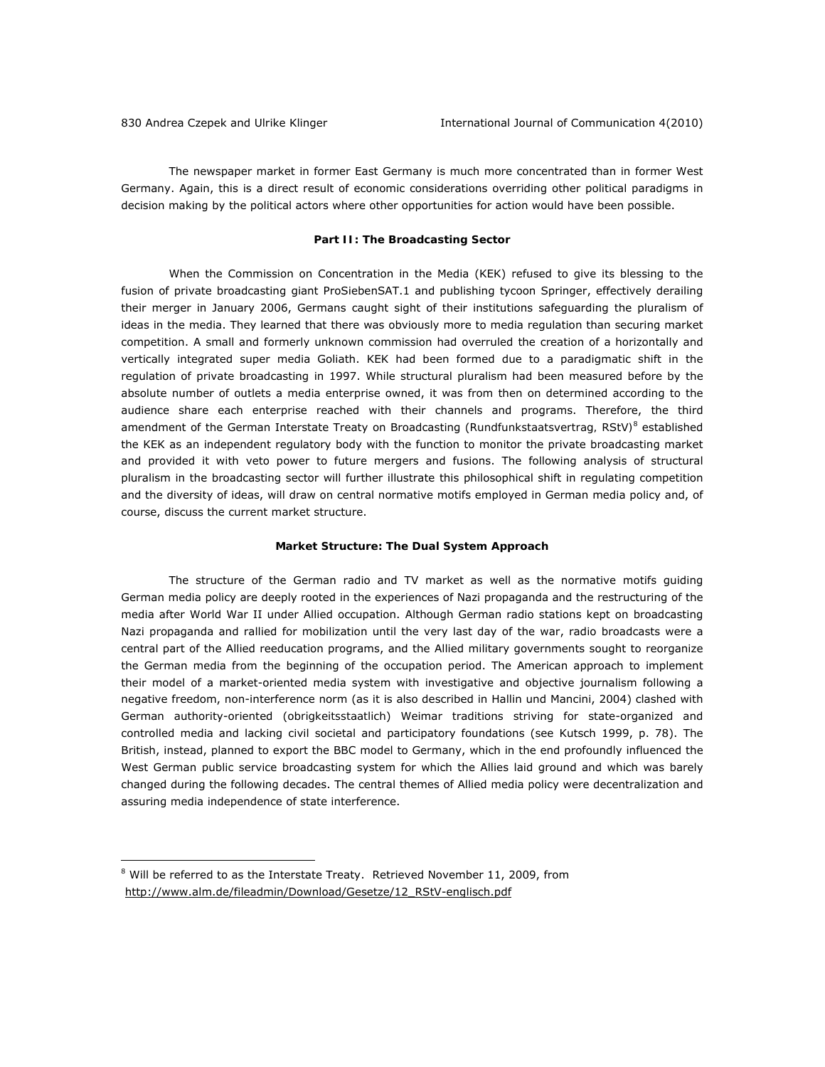The newspaper market in former East Germany is much more concentrated than in former West Germany. Again, this is a direct result of economic considerations overriding other political paradigms in decision making by the political actors where other opportunities for action would have been possible.

## Part II: The Broadcasting Sector

When the Commission on Concentration in the Media (KEK) refused to give its blessing to the fusion of private broadcasting giant ProSiebenSAT.1 and publishing tycoon Springer, effectively derailing their merger in January 2006, Germans caught sight of their institutions safeguarding the pluralism of ideas in the media. They learned that there was obviously more to media regulation than securing market competition. A small and formerly unknown commission had overruled the creation of a horizontally and vertically integrated super media Goliath. KEK had been formed due to a paradigmatic shift in the regulation of private broadcasting in 1997. While structural pluralism had been measured before by the absolute number of outlets a media enterprise owned, it was from then on determined according to the audience share each enterprise reached with their channels and programs. Therefore, the third amendment of the German Interstate Treaty on Broadcasting (*Rundfunkstaatsvertrag, RStV*)[8] established the KEK as an independent regulatory body with the function to monitor the private broadcasting market and provided it with veto power to future mergers and fusions. The following analysis of structural pluralism in the broadcasting sector will further illustrate this philosophical shift in regulating competition and the diversity of ideas, will draw on central normative motifs employed in German media policy and, of course, discuss the current market structure.

### Market Structure: The Dual System Approach

The structure of the German radio and TV market as well as the normative motifs guiding German media policy are deeply rooted in the experiences of Nazi propaganda and the restructuring of the media after World War II under Allied occupation. Although German radio stations kept on broadcasting Nazi propaganda and rallied for mobilization until the very last day of the war, radio broadcasts were a central part of the Allied reeducation programs, and the Allied military governments sought to reorganize the German media from the beginning of the occupation period. The American approach to implement their model of a market-oriented media system with investigative and objective journalism following a negative freedom, non-interference norm (as it is also described in Hallin und Mancini, 2004) clashed with German authority-oriented (*obrigkeitsstaatlich*) Weimar traditions striving for state-organized and controlled media and lacking civil societal and participatory foundations (see Kutsch 1999, p. 78). The British, instead, planned to export the BBC model to Germany, which in the end profoundly influenced the West German public service broadcasting system for which the Allies laid ground and which was barely changed during the following decades. The central themes of Allied media policy were decentralization and assuring media independence of state interference.

---

[8] Will be referred to as the Interstate Treaty. Retrieved November 11, 2009, from http://www.alm.de/fileadmin/Download/Gesetze/12_RStV-englisch.pdf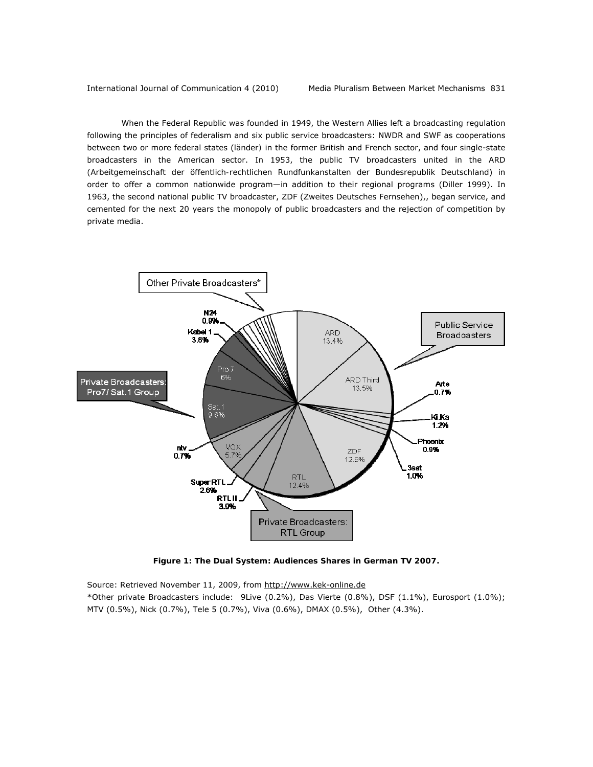When the Federal Republic was founded in 1949, the Western Allies left a broadcasting regulation following the principles of federalism and six public service broadcasters: NWDR and SWF as cooperations between two or more federal states (länder) in the former British and French sector, and four single-state broadcasters in the American sector. In 1953, the public TV broadcasters united in the ARD (Arbeitgemeinschaft der öffentlich-rechtlichen Rundfunkanstalten der Bundesrepublik Deutschland) in order to offer a common nationwide program—in addition to their regional programs (Diller 1999). In 1963, the second national public TV broadcaster, ZDF (Zweites Deutsches Fernsehen),, began service, and cemented for the next 20 years the monopoly of public broadcasters and the rejection of competition by private media.

**Figure 1: The Dual System: Audiences Shares in German TV 2007.**

Source: Retrieved November 11, 2009, from http://www.kek-online.de

*Other private Broadcasters include: 9Live (0.2%), Das Vierte (0.8%), DSF (1.1%), Eurosport (1.0%); MTV (0.5%), Nick (0.7%), Tele 5 (0.7%), Viva (0.6%), DMAX (0.5%), Other (4.3%).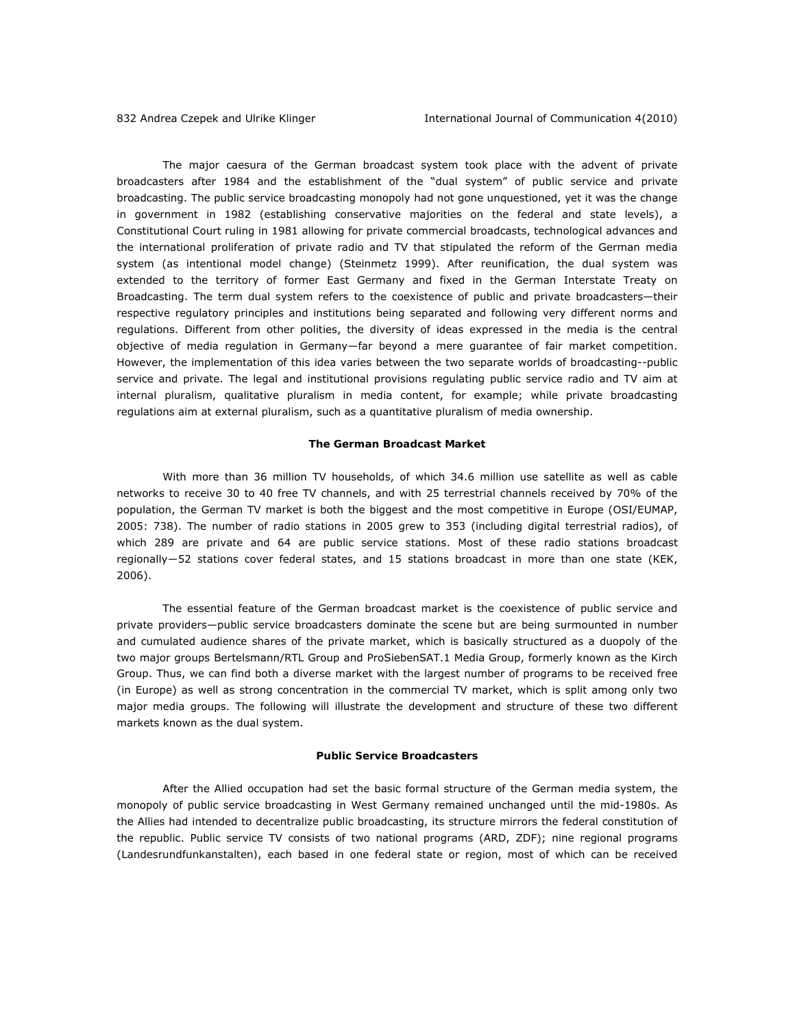The major caesura of the German broadcast system took place with the advent of private broadcasters after 1984 and the establishment of the "dual system" of public service and private broadcasting. The public service broadcasting monopoly had not gone unquestioned, yet it was the change in government in 1982 (establishing conservative majorities on the federal and state levels), a Constitutional Court ruling in 1981 allowing for private commercial broadcasts, technological advances and the international proliferation of private radio and TV that stipulated the reform of the German media system (as intentional model change) (Steinmetz 1999). After reunification, the dual system was extended to the territory of former East Germany and fixed in the German Interstate Treaty on Broadcasting. The term dual system refers to the coexistence of public and private broadcasters—their respective regulatory principles and institutions being separated and following very different norms and regulations. Different from other polities, the diversity of ideas expressed in the media is the central objective of media regulation in Germany—far beyond a mere guarantee of fair market competition. However, the implementation of this idea varies between the two separate worlds of broadcasting--public service and private. The legal and institutional provisions regulating public service radio and TV aim at internal pluralism, qualitative pluralism in media content, for example; while private broadcasting regulations aim at external pluralism, such as a quantitative pluralism of media ownership.

## The German Broadcast Market

With more than 36 million TV households, of which 34.6 million use satellite as well as cable networks to receive 30 to 40 free TV channels, and with 25 terrestrial channels received by 70% of the population, the German TV market is both the biggest and the most competitive in Europe (OSI/EUMAP, 2005: 738). The number of radio stations in 2005 grew to 353 (including digital terrestrial radios), of which 289 are private and 64 are public service stations. Most of these radio stations broadcast regionally—52 stations cover federal states, and 15 stations broadcast in more than one state (KEK, 2006).

The essential feature of the German broadcast market is the coexistence of public service and private providers—public service broadcasters dominate the scene but are being surmounted in number and cumulated audience shares of the private market, which is basically structured as a duopoly of the two major groups Bertelsmann/RTL Group and ProSiebenSAT.1 Media Group, formerly known as the Kirch Group. Thus, we can find both a diverse market with the largest number of programs to be received free (in Europe) as well as strong concentration in the commercial TV market, which is split among only two major media groups. The following will illustrate the development and structure of these two different markets known as the dual system.

## Public Service Broadcasters

After the Allied occupation had set the basic formal structure of the German media system, the monopoly of public service broadcasting in West Germany remained unchanged until the mid-1980s. As the Allies had intended to decentralize public broadcasting, its structure mirrors the federal constitution of the republic. Public service TV consists of two national programs (ARD, ZDF); nine regional programs (Landesrundfunkanstalten), each based in one federal state or region, most of which can be received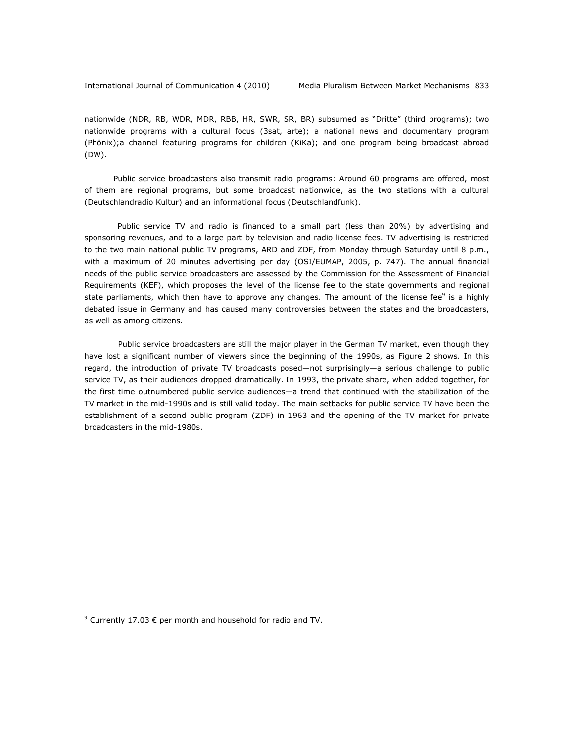nationwide (NDR, RB, WDR, MDR, RBB, HR, SWR, SR, BR) subsumed as "Dritte" (third programs); two nationwide programs with a cultural focus (3sat, arte); a national news and documentary program (Phönix);a channel featuring programs for children (KiKa); and one program being broadcast abroad (DW).

Public service broadcasters also transmit radio programs: Around 60 programs are offered, most of them are regional programs, but some broadcast nationwide, as the two stations with a cultural (Deutschlandradio Kultur) and an informational focus (Deutschlandfunk).

Public service TV and radio is financed to a small part (less than 20%) by advertising and sponsoring revenues, and to a large part by television and radio license fees. TV advertising is restricted to the two main national public TV programs, ARD and ZDF, from Monday through Saturday until 8 p.m., with a maximum of 20 minutes advertising per day (OSI/EUMAP, 2005, p. 747). The annual financial needs of the public service broadcasters are assessed by the Commission for the Assessment of Financial Requirements (KEF), which proposes the level of the license fee to the state governments and regional state parliaments, which then have to approve any changes. The amount of the license fee[9] is a highly debated issue in Germany and has caused many controversies between the states and the broadcasters, as well as among citizens.

Public service broadcasters are still the major player in the German TV market, even though they have lost a significant number of viewers since the beginning of the 1990s, as Figure 2 shows. In this regard, the introduction of private TV broadcasts posed—not surprisingly—a serious challenge to public service TV, as their audiences dropped dramatically. In 1993, the private share, when added together, for the first time outnumbered public service audiences—a trend that continued with the stabilization of the TV market in the mid-1990s and is still valid today. The main setbacks for public service TV have been the establishment of a second public program (ZDF) in 1963 and the opening of the TV market for private broadcasters in the mid-1980s.

[9] Currently 17.03 € per month and household for radio and TV.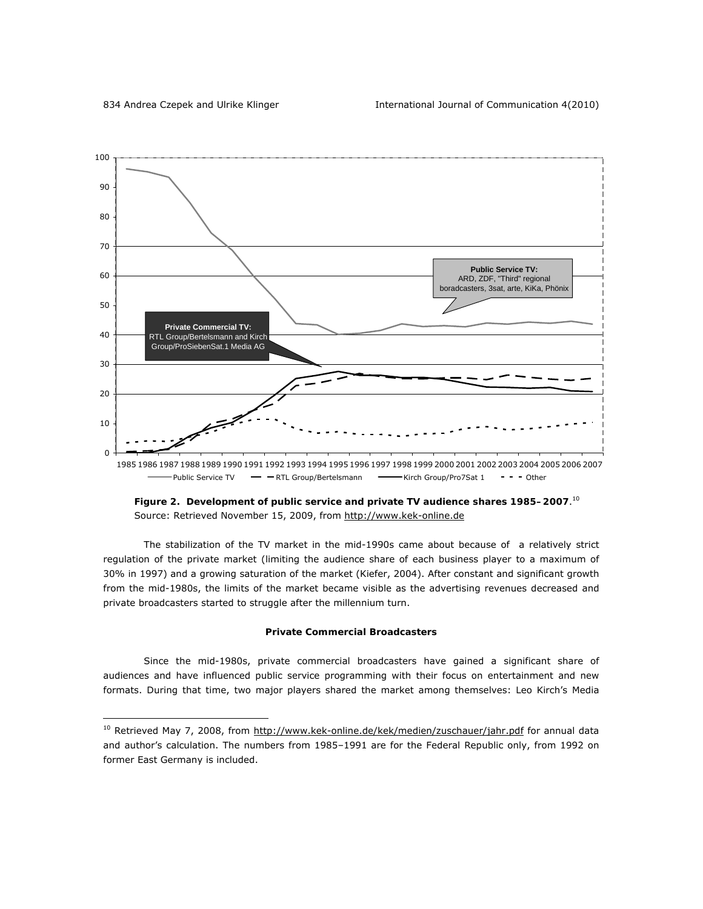**Figure 2. Development of public service and private TV audience shares 1985–2007**.[10]
Source: Retrieved November 15, 2009, from http://www.kek-online.de

The stabilization of the TV market in the mid-1990s came about because of a relatively strict regulation of the private market (limiting the audience share of each business player to a maximum of 30% in 1997) and a growing saturation of the market (Kiefer, 2004). After constant and significant growth from the mid-1980s, the limits of the market became visible as the advertising revenues decreased and private broadcasters started to struggle after the millennium turn.

### Private Commercial Broadcasters

Since the mid-1980s, private commercial broadcasters have gained a significant share of audiences and have influenced public service programming with their focus on entertainment and new formats. During that time, two major players shared the market among themselves: Leo Kirch's Media

---

[10] Retrieved May 7, 2008, from http://www.kek-online.de/kek/medien/zuschauer/jahr.pdf for annual data and author's calculation. The numbers from 1985–1991 are for the Federal Republic only, from 1992 on former East Germany is included.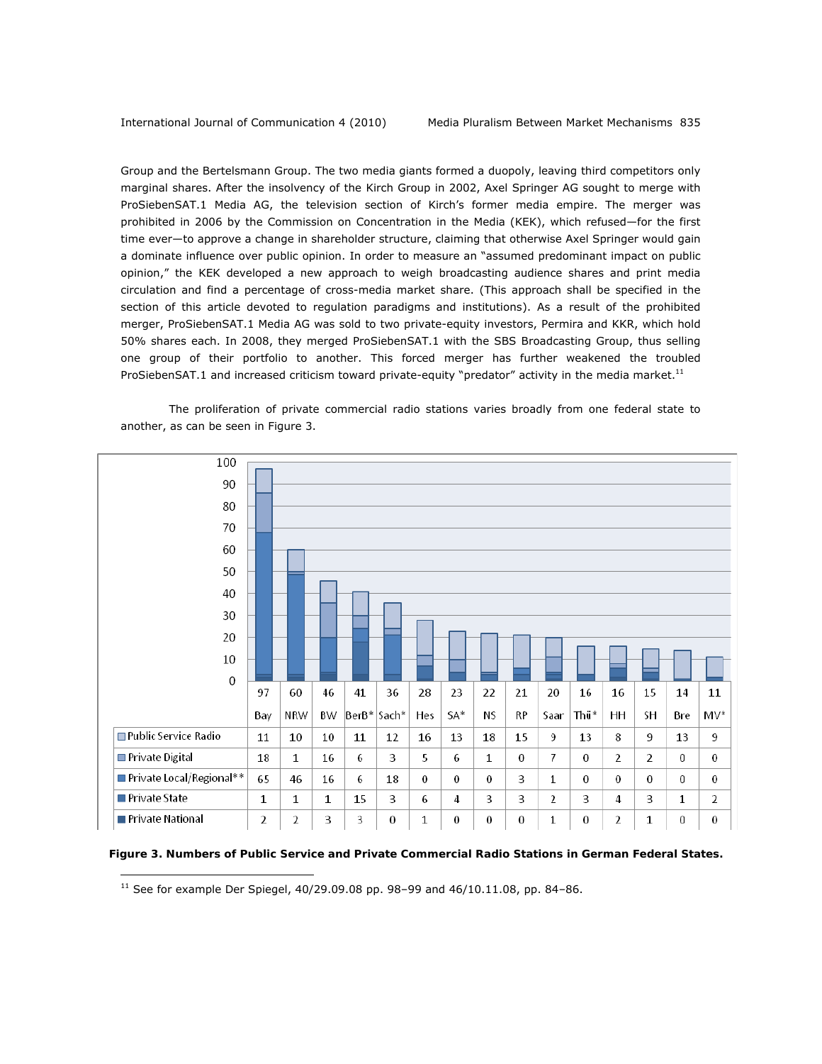Group and the Bertelsmann Group. The two media giants formed a duopoly, leaving third competitors only marginal shares. After the insolvency of the Kirch Group in 2002, Axel Springer AG sought to merge with ProSiebenSAT.1 Media AG, the television section of Kirch's former media empire. The merger was prohibited in 2006 by the Commission on Concentration in the Media (KEK), which refused—for the first time ever—to approve a change in shareholder structure, claiming that otherwise Axel Springer would gain a dominate influence over public opinion. In order to measure an "assumed predominant impact on public opinion," the KEK developed a new approach to weigh broadcasting audience shares and print media circulation and find a percentage of cross-media market share. (This approach shall be specified in the section of this article devoted to regulation paradigms and institutions). As a result of the prohibited merger, ProSiebenSAT.1 Media AG was sold to two private-equity investors, Permira and KKR, which hold 50% shares each. In 2008, they merged ProSiebenSAT.1 with the SBS Broadcasting Group, thus selling one group of their portfolio to another. This forced merger has further weakened the troubled ProSiebenSAT.1 and increased criticism toward private-equity "predator" activity in the media market.[11]

The proliferation of private commercial radio stations varies broadly from one federal state to another, as can be seen in Figure 3.

| | Bay | NRW | BW | BerB* | Sach* | Hes | SA* | NS | RP | Saar | Thü* | HH | SH | Bre | MV* |
|---|---|---|---|---|---|---|---|---|---|---|---|---|---|---|---|
| Total | 97 | 60 | 46 | 41 | 36 | 28 | 23 | 22 | 21 | 20 | 16 | 16 | 15 | 14 | 11 |
| Public Service Radio | 11 | 10 | 10 | 11 | 12 | 16 | 13 | 18 | 15 | 9 | 13 | 8 | 9 | 13 | 9 |
| Private Digital | 18 | 1 | 16 | 6 | 3 | 5 | 6 | 1 | 0 | 7 | 0 | 2 | 2 | 0 | 0 |
| Private Local/Regional** | 65 | 46 | 16 | 6 | 18 | 0 | 0 | 0 | 3 | 1 | 0 | 0 | 0 | 0 | 0 |
| Private State | 1 | 1 | 1 | 15 | 3 | 6 | 4 | 3 | 3 | 2 | 3 | 4 | 3 | 1 | 2 |
| Private National | 2 | 2 | 3 | 3 | 0 | 1 | 0 | 0 | 0 | 1 | 0 | 2 | 1 | 0 | 0 |

**Figure 3. Numbers of Public Service and Private Commercial Radio Stations in German Federal States.**

[11] See for example Der Spiegel, 40/29.09.08 pp. 98–99 and 46/10.11.08, pp. 84–86.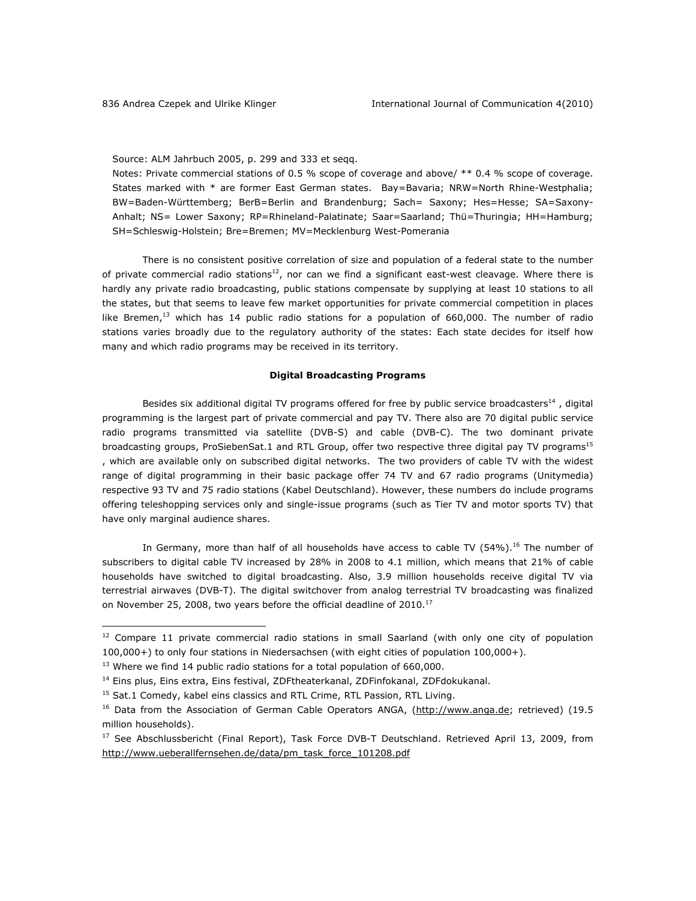Source: ALM Jahrbuch 2005, p. 299 and 333 et seqq.

Notes: Private commercial stations of 0.5 % scope of coverage and above/ ** 0.4 % scope of coverage. States marked with * are former East German states. Bay=Bavaria; NRW=North Rhine-Westphalia; BW=Baden-Württemberg; BerB=Berlin and Brandenburg; Sach= Saxony; Hes=Hesse; SA=Saxony-Anhalt; NS= Lower Saxony; RP=Rhineland-Palatinate; Saar=Saarland; Thü=Thuringia; HH=Hamburg; SH=Schleswig-Holstein; Bre=Bremen; MV=Mecklenburg West-Pomerania

There is no consistent positive correlation of size and population of a federal state to the number of private commercial radio stations[12], nor can we find a significant east-west cleavage. Where there is hardly any private radio broadcasting, public stations compensate by supplying at least 10 stations to all the states, but that seems to leave few market opportunities for private commercial competition in places like Bremen,[13] which has 14 public radio stations for a population of 660,000. The number of radio stations varies broadly due to the regulatory authority of the states: Each state decides for itself how many and which radio programs may be received in its territory.

### Digital Broadcasting Programs

Besides six additional digital TV programs offered for free by public service broadcasters[14] , digital programming is the largest part of private commercial and pay TV. There also are 70 digital public service radio programs transmitted via satellite (DVB-S) and cable (DVB-C). The two dominant private broadcasting groups, ProSiebenSat.1 and RTL Group, offer two respective three digital pay TV programs[15] , which are available only on subscribed digital networks. The two providers of cable TV with the widest range of digital programming in their basic package offer 74 TV and 67 radio programs (Unitymedia) respective 93 TV and 75 radio stations (Kabel Deutschland). However, these numbers do include programs offering teleshopping services only and single-issue programs (such as Tier TV and motor sports TV) that have only marginal audience shares.

In Germany, more than half of all households have access to cable TV (54%).[16] The number of subscribers to digital cable TV increased by 28% in 2008 to 4.1 million, which means that 21% of cable households have switched to digital broadcasting. Also, 3.9 million households receive digital TV via terrestrial airwaves (DVB-T). The digital switchover from analog terrestrial TV broadcasting was finalized on November 25, 2008, two years before the official deadline of 2010.[17]

---

[12] Compare 11 private commercial radio stations in small Saarland (with only one city of population 100,000+) to only four stations in Niedersachsen (with eight cities of population 100,000+).

[13] Where we find 14 public radio stations for a total population of 660,000.

[14] Eins plus, Eins extra, Eins festival, ZDFtheaterkanal, ZDFinfokanal, ZDFdokukanal.

[15] Sat.1 Comedy, kabel eins classics and RTL Crime, RTL Passion, RTL Living.

[16] Data from the Association of German Cable Operators ANGA, (http://www.anga.de; retrieved) (19.5 million households).

[17] See Abschlussbericht (Final Report), Task Force DVB-T Deutschland. Retrieved April 13, 2009, from http://www.ueberallfernsehen.de/data/pm_task_force_101208.pdf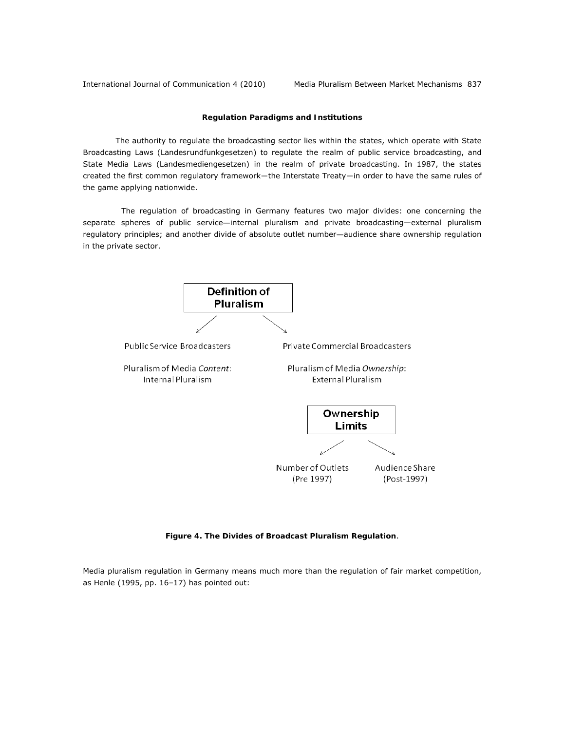**Regulation Paradigms and Institutions**

The authority to regulate the broadcasting sector lies within the states, which operate with State Broadcasting Laws (Landesrundfunkgesetzen) to regulate the realm of public service broadcasting, and State Media Laws (Landesmediengesetzen) in the realm of private broadcasting. In 1987, the states created the first common regulatory framework—the Interstate Treaty—in order to have the same rules of the game applying nationwide.

The regulation of broadcasting in Germany features two major divides: one concerning the separate spheres of public service—internal pluralism and private broadcasting—external pluralism regulatory principles; and another divide of absolute outlet number—audience share ownership regulation in the private sector.

**Definition of Pluralism**

Public Service Broadcasters

Pluralism of Media *Content*: Internal Pluralism

Private Commercial Broadcasters

Pluralism of Media *Ownership*: External Pluralism

**Ownership Limits**

Number of Outlets (Pre 1997)

Audience Share (Post-1997)

**Figure 4. The Divides of Broadcast Pluralism Regulation**.

Media pluralism regulation in Germany means much more than the regulation of fair market competition, as Henle (1995, pp. 16–17) has pointed out: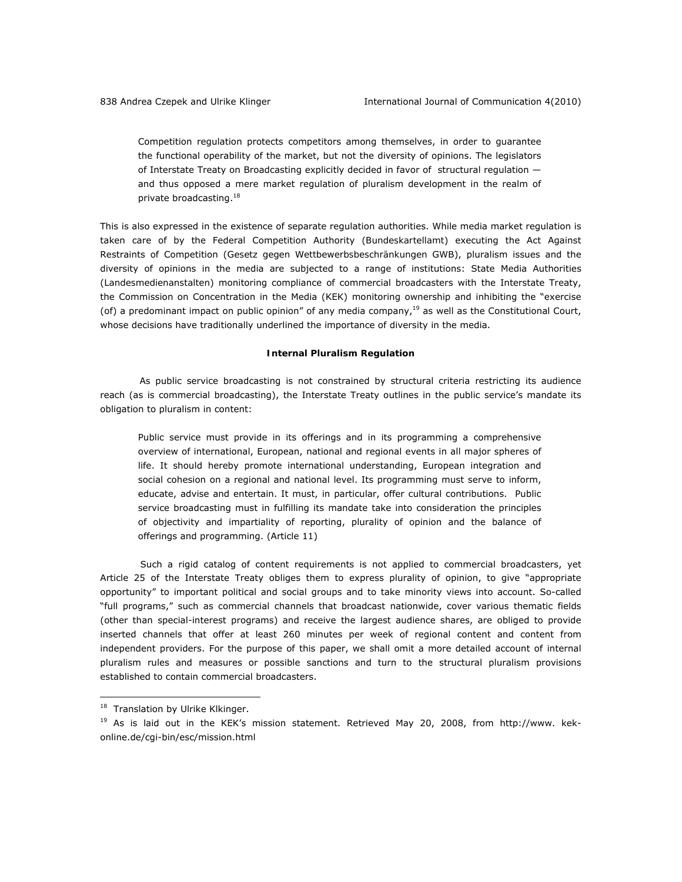> Competition regulation protects competitors among themselves, in order to guarantee the functional operability of the market, but not the diversity of opinions. The legislators of Interstate Treaty on Broadcasting explicitly decided in favor of structural regulation — and thus opposed a mere market regulation of pluralism development in the realm of private broadcasting.[18]

This is also expressed in the existence of separate regulation authorities. While media market regulation is taken care of by the Federal Competition Authority (Bundeskartellamt) executing the Act Against Restraints of Competition (Gesetz gegen Wettbewerbsbeschränkungen GWB), pluralism issues and the diversity of opinions in the media are subjected to a range of institutions: State Media Authorities (Landesmedienanstalten) monitoring compliance of commercial broadcasters with the Interstate Treaty, the Commission on Concentration in the Media (KEK) monitoring ownership and inhibiting the "exercise (of) a predominant impact on public opinion" of any media company,[19] as well as the Constitutional Court, whose decisions have traditionally underlined the importance of diversity in the media.

### Internal Pluralism Regulation

As public service broadcasting is not constrained by structural criteria restricting its audience reach (as is commercial broadcasting), the Interstate Treaty outlines in the public service's mandate its obligation to pluralism in content:

> Public service must provide in its offerings and in its programming a comprehensive overview of international, European, national and regional events in all major spheres of life. It should hereby promote international understanding, European integration and social cohesion on a regional and national level. Its programming must serve to inform, educate, advise and entertain. It must, in particular, offer cultural contributions. Public service broadcasting must in fulfilling its mandate take into consideration the principles of objectivity and impartiality of reporting, plurality of opinion and the balance of offerings and programming. (Article 11)

Such a rigid catalog of content requirements is not applied to commercial broadcasters, yet Article 25 of the Interstate Treaty obliges them to express plurality of opinion, to give "appropriate opportunity" to important political and social groups and to take minority views into account. So-called "full programs," such as commercial channels that broadcast nationwide, cover various thematic fields (other than special-interest programs) and receive the largest audience shares, are obliged to provide inserted channels that offer at least 260 minutes per week of regional content and content from independent providers. For the purpose of this paper, we shall omit a more detailed account of internal pluralism rules and measures or possible sanctions and turn to the structural pluralism provisions established to contain commercial broadcasters.

---

[18] Translation by Ulrike Klkinger.

[19] As is laid out in the KEK's mission statement. Retrieved May 20, 2008, from http://www. kek-online.de/cgi-bin/esc/mission.html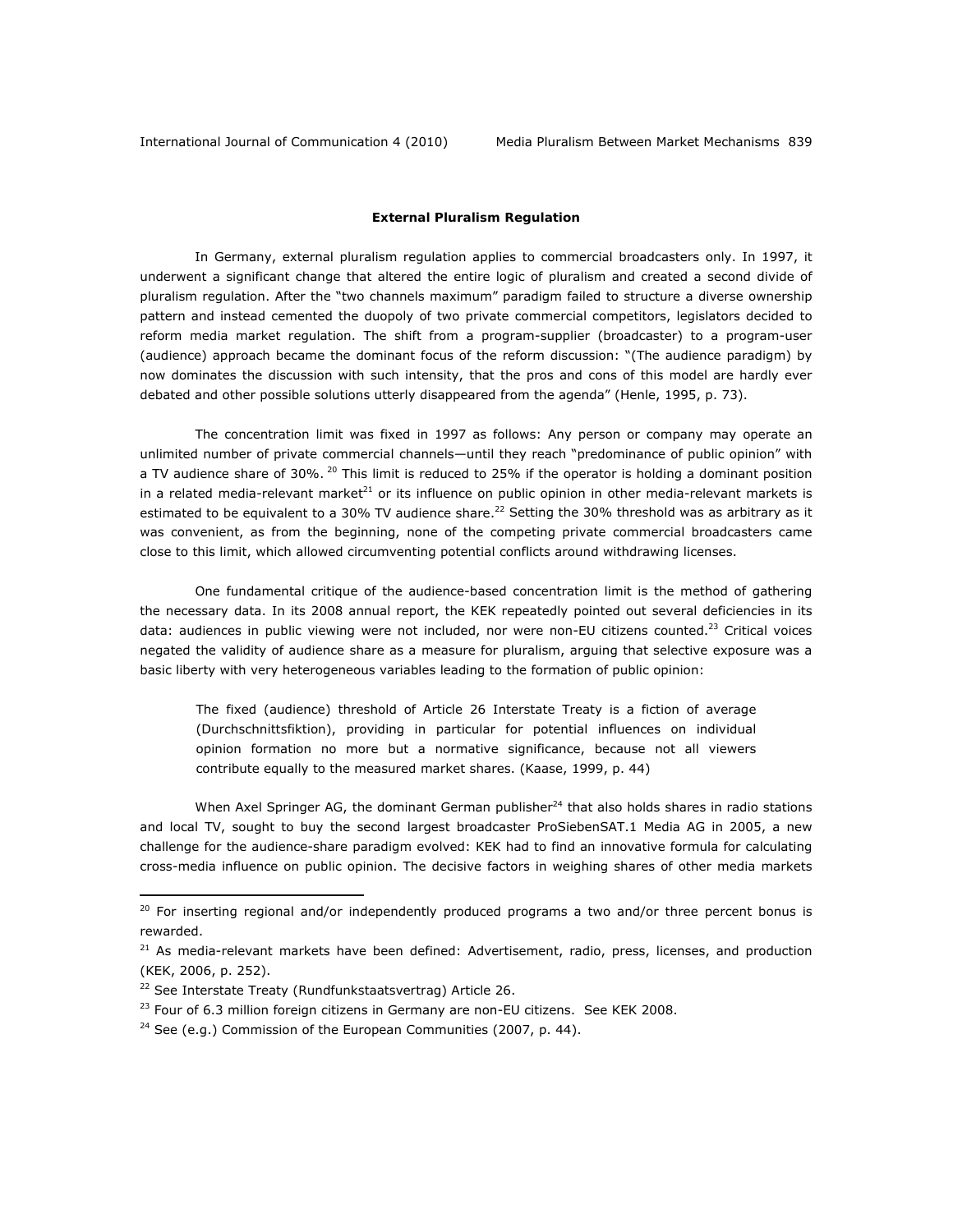**External Pluralism Regulation**

In Germany, external pluralism regulation applies to commercial broadcasters only. In 1997, it underwent a significant change that altered the entire logic of pluralism and created a second divide of pluralism regulation. After the "two channels maximum" paradigm failed to structure a diverse ownership pattern and instead cemented the duopoly of two private commercial competitors, legislators decided to reform media market regulation. The shift from a program-supplier (broadcaster) to a program-user (audience) approach became the dominant focus of the reform discussion: "(The audience paradigm) by now dominates the discussion with such intensity, that the pros and cons of this model are hardly ever debated and other possible solutions utterly disappeared from the agenda" (Henle, 1995, p. 73).

The concentration limit was fixed in 1997 as follows: Any person or company may operate an unlimited number of private commercial channels—until they reach "predominance of public opinion" with a TV audience share of 30%.[20] This limit is reduced to 25% if the operator is holding a dominant position in a related media-relevant market[21] or its influence on public opinion in other media-relevant markets is estimated to be equivalent to a 30% TV audience share.[22] Setting the 30% threshold was as arbitrary as it was convenient, as from the beginning, none of the competing private commercial broadcasters came close to this limit, which allowed circumventing potential conflicts around withdrawing licenses.

One fundamental critique of the audience-based concentration limit is the method of gathering the necessary data. In its 2008 annual report, the KEK repeatedly pointed out several deficiencies in its data: audiences in public viewing were not included, nor were non-EU citizens counted.[23] Critical voices negated the validity of audience share as a measure for pluralism, arguing that selective exposure was a basic liberty with very heterogeneous variables leading to the formation of public opinion:

> The fixed (audience) threshold of Article 26 Interstate Treaty is a fiction of average (Durchschnittsfiktion), providing in particular for potential influences on individual opinion formation no more but a normative significance, because not all viewers contribute equally to the measured market shares. (Kaase, 1999, p. 44)

When Axel Springer AG, the dominant German publisher[24] that also holds shares in radio stations and local TV, sought to buy the second largest broadcaster ProSiebenSAT.1 Media AG in 2005, a new challenge for the audience-share paradigm evolved: KEK had to find an innovative formula for calculating cross-media influence on public opinion. The decisive factors in weighing shares of other media markets

---

[20] For inserting regional and/or independently produced programs a two and/or three percent bonus is rewarded.

[21] As media-relevant markets have been defined: Advertisement, radio, press, licenses, and production (KEK, 2006, p. 252).

[22] See Interstate Treaty (Rundfunkstaatsvertrag) Article 26.

[23] Four of 6.3 million foreign citizens in Germany are non-EU citizens. See KEK 2008.

[24] See (e.g.) Commission of the European Communities (2007, p. 44).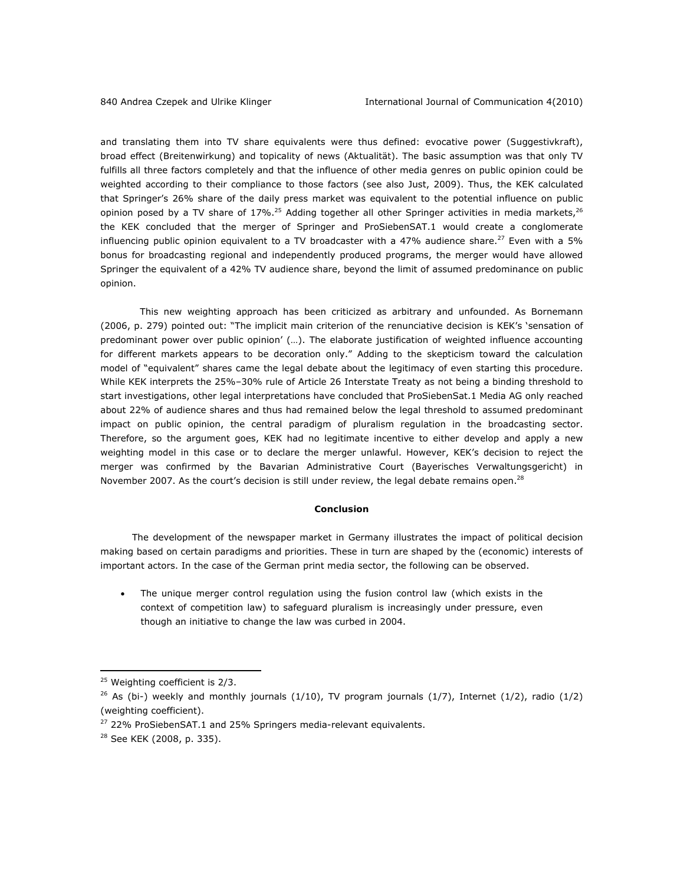and translating them into TV share equivalents were thus defined: evocative power (Suggestivkraft), broad effect (Breitenwirkung) and topicality of news (Aktualität). The basic assumption was that only TV fulfills all three factors completely and that the influence of other media genres on public opinion could be weighted according to their compliance to those factors (see also Just, 2009). Thus, the KEK calculated that Springer's 26% share of the daily press market was equivalent to the potential influence on public opinion posed by a TV share of 17%.[25] Adding together all other Springer activities in media markets,[26] the KEK concluded that the merger of Springer and ProSiebenSAT.1 would create a conglomerate influencing public opinion equivalent to a TV broadcaster with a 47% audience share.[27] Even with a 5% bonus for broadcasting regional and independently produced programs, the merger would have allowed Springer the equivalent of a 42% TV audience share, beyond the limit of assumed predominance on public opinion.

This new weighting approach has been criticized as arbitrary and unfounded. As Bornemann (2006, p. 279) pointed out: "The implicit main criterion of the renunciative decision is KEK's 'sensation of predominant power over public opinion' (…). The elaborate justification of weighted influence accounting for different markets appears to be decoration only." Adding to the skepticism toward the calculation model of "equivalent" shares came the legal debate about the legitimacy of even starting this procedure. While KEK interprets the 25%–30% rule of Article 26 Interstate Treaty as not being a binding threshold to start investigations, other legal interpretations have concluded that ProSiebenSat.1 Media AG only reached about 22% of audience shares and thus had remained below the legal threshold to assumed predominant impact on public opinion, the central paradigm of pluralism regulation in the broadcasting sector. Therefore, so the argument goes, KEK had no legitimate incentive to either develop and apply a new weighting model in this case or to declare the merger unlawful. However, KEK's decision to reject the merger was confirmed by the Bavarian Administrative Court (Bayerisches Verwaltungsgericht) in November 2007. As the court's decision is still under review, the legal debate remains open.[28]

## Conclusion

The development of the newspaper market in Germany illustrates the impact of political decision making based on certain paradigms and priorities. These in turn are shaped by the (economic) interests of important actors. In the case of the German print media sector, the following can be observed.

- The unique merger control regulation using the fusion control law (which exists in the context of competition law) to safeguard pluralism is increasingly under pressure, even though an initiative to change the law was curbed in 2004.

---

[25] Weighting coefficient is 2/3.

[26] As (bi-) weekly and monthly journals (1/10), TV program journals (1/7), Internet (1/2), radio (1/2) (weighting coefficient).

[27] 22% ProSiebenSAT.1 and 25% Springers media-relevant equivalents.

[28] See KEK (2008, p. 335).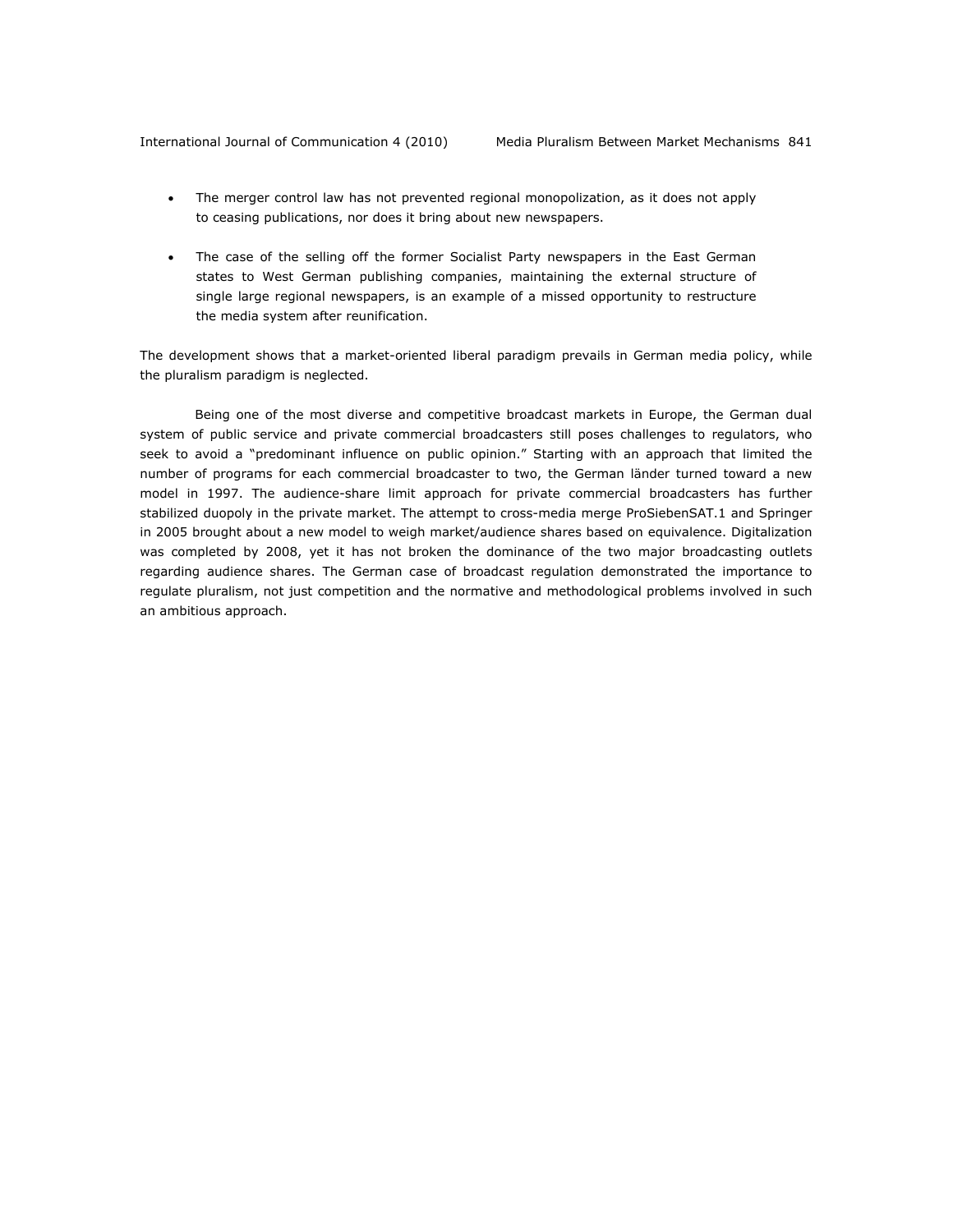- The merger control law has not prevented regional monopolization, as it does not apply to ceasing publications, nor does it bring about new newspapers.

- The case of the selling off the former Socialist Party newspapers in the East German states to West German publishing companies, maintaining the external structure of single large regional newspapers, is an example of a missed opportunity to restructure the media system after reunification.

The development shows that a market-oriented liberal paradigm prevails in German media policy, while the pluralism paradigm is neglected.

Being one of the most diverse and competitive broadcast markets in Europe, the German dual system of public service and private commercial broadcasters still poses challenges to regulators, who seek to avoid a "predominant influence on public opinion." Starting with an approach that limited the number of programs for each commercial broadcaster to two, the German länder turned toward a new model in 1997. The audience-share limit approach for private commercial broadcasters has further stabilized duopoly in the private market. The attempt to cross-media merge ProSiebenSAT.1 and Springer in 2005 brought about a new model to weigh market/audience shares based on equivalence. Digitalization was completed by 2008, yet it has not broken the dominance of the two major broadcasting outlets regarding audience shares. The German case of broadcast regulation demonstrated the importance to regulate pluralism, not just competition and the normative and methodological problems involved in such an ambitious approach.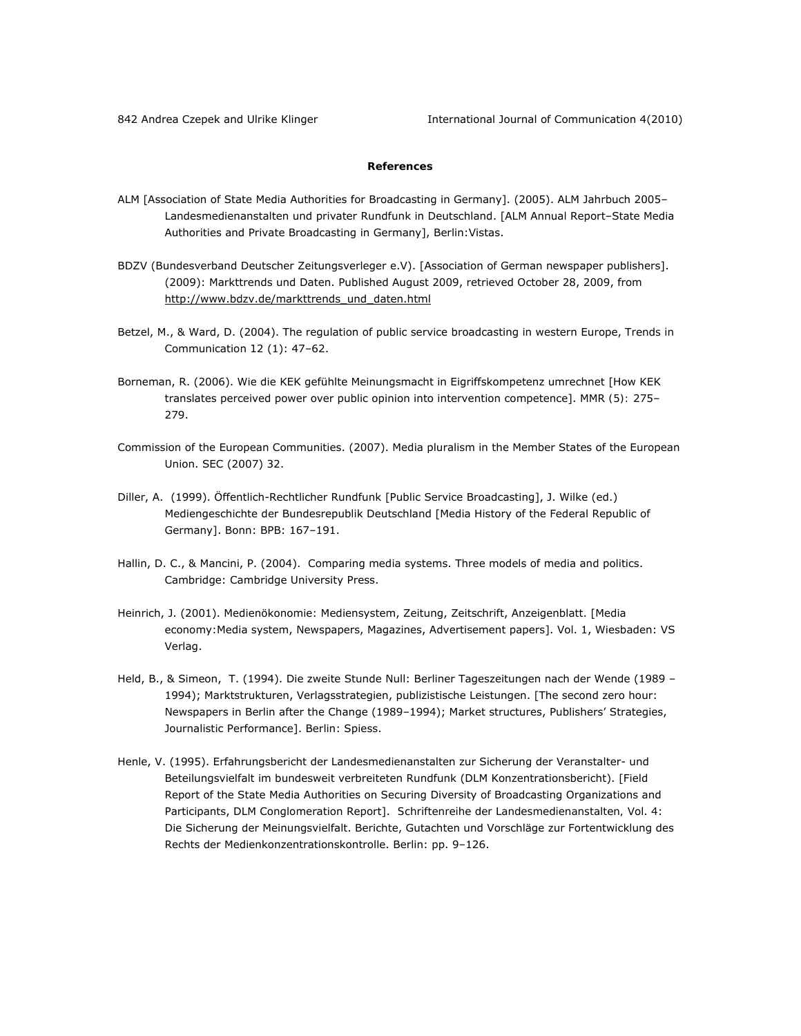**References**

ALM [Association of State Media Authorities for Broadcasting in Germany]. (2005). ALM Jahrbuch 2005–Landesmedienanstalten und privater Rundfunk in Deutschland. [ALM Annual Report–State Media Authorities and Private Broadcasting in Germany], Berlin:Vistas.

BDZV (Bundesverband Deutscher Zeitungsverleger e.V). [Association of German newspaper publishers]. (2009): Markttrends und Daten. Published August 2009, retrieved October 28, 2009, from http://www.bdzv.de/markttrends_und_daten.html

Betzel, M., & Ward, D. (2004). The regulation of public service broadcasting in western Europe, Trends in Communication 12 (1): 47–62.

Borneman, R. (2006). Wie die KEK gefühlte Meinungsmacht in Eigriffskompetenz umrechnet [How KEK translates perceived power over public opinion into intervention competence]. MMR (5): 275–279.

Commission of the European Communities. (2007). Media pluralism in the Member States of the European Union. SEC (2007) 32.

Diller, A. (1999). Öffentlich-Rechtlicher Rundfunk [Public Service Broadcasting], J. Wilke (ed.) Mediengeschichte der Bundesrepublik Deutschland [Media History of the Federal Republic of Germany]. Bonn: BPB: 167–191.

Hallin, D. C., & Mancini, P. (2004). Comparing media systems. Three models of media and politics. Cambridge: Cambridge University Press.

Heinrich, J. (2001). Medienökonomie: Mediensystem, Zeitung, Zeitschrift, Anzeigenblatt. [Media economy:Media system, Newspapers, Magazines, Advertisement papers]. Vol. 1, Wiesbaden: VS Verlag.

Held, B., & Simeon, T. (1994). Die zweite Stunde Null: Berliner Tageszeitungen nach der Wende (1989 – 1994); Marktstrukturen, Verlagsstrategien, publizistische Leistungen. [The second zero hour: Newspapers in Berlin after the Change (1989–1994); Market structures, Publishers' Strategies, Journalistic Performance]. Berlin: Spiess.

Henle, V. (1995). Erfahrungsbericht der Landesmedienanstalten zur Sicherung der Veranstalter- und Beteilungsvielfalt im bundesweit verbreiteten Rundfunk (DLM Konzentrationsbericht). [Field Report of the State Media Authorities on Securing Diversity of Broadcasting Organizations and Participants, DLM Conglomeration Report]. Schriftenreihe der Landesmedienanstalten, Vol. 4: Die Sicherung der Meinungsvielfalt. Berichte, Gutachten und Vorschläge zur Fortentwicklung des Rechts der Medienkonzentrationskontrolle. Berlin: pp. 9–126.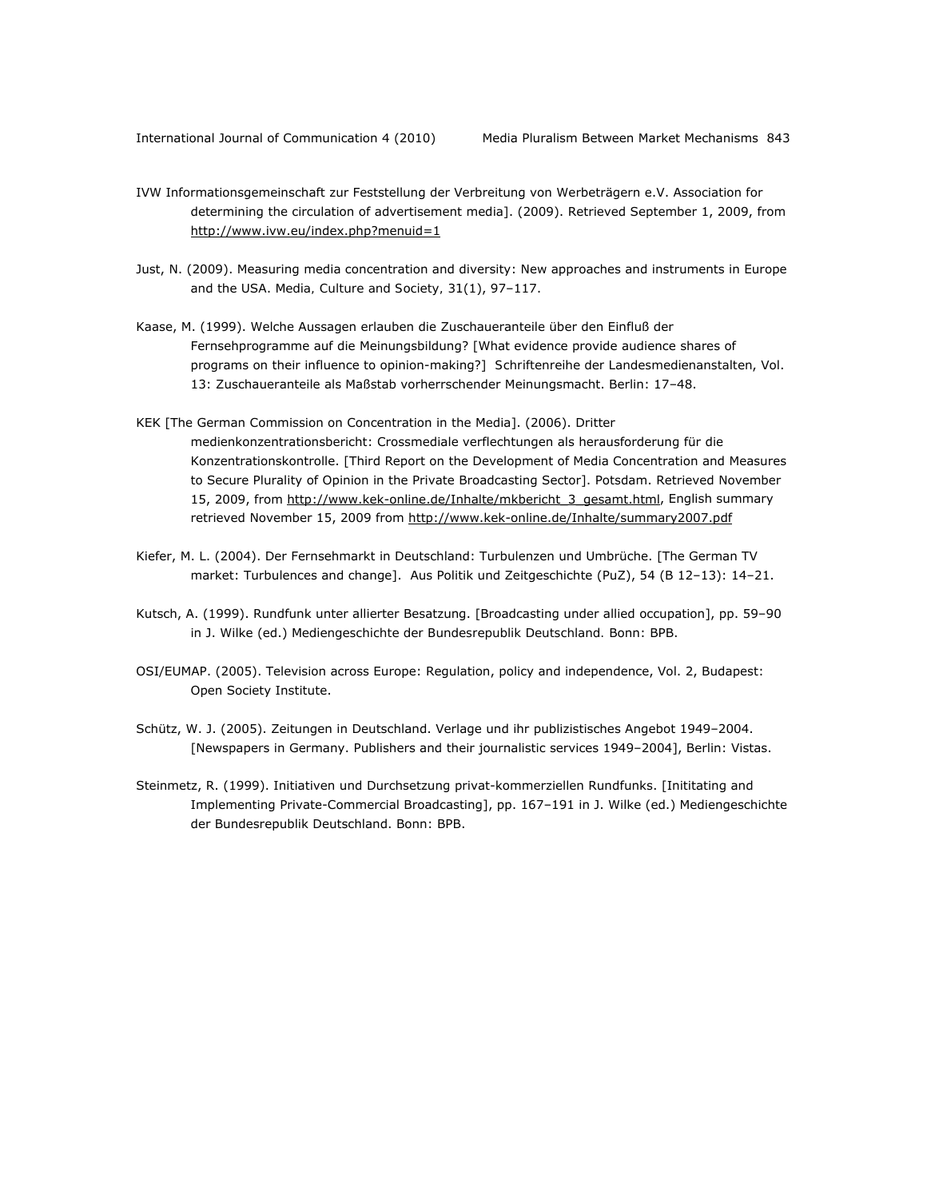IVW Informationsgemeinschaft zur Feststellung der Verbreitung von Werbeträgern e.V. Association for determining the circulation of advertisement media]. (2009). Retrieved September 1, 2009, from http://www.ivw.eu/index.php?menuid=1

Just, N. (2009). Measuring media concentration and diversity: New approaches and instruments in Europe and the USA. *Media, Culture and Society*, 31(1), 97–117.

Kaase, M. (1999). Welche Aussagen erlauben die Zuschaueranteile über den Einfluß der Fernsehprogramme auf die Meinungsbildung? [What evidence provide audience shares of programs on their influence to opinion-making?] Schriftenreihe der Landesmedienanstalten, Vol. 13: Zuschaueranteile als Maßstab vorherrschender Meinungsmacht. Berlin: 17–48.

KEK [The German Commission on Concentration in the Media]. (2006). Dritter medienkonzentrationsbericht: Crossmediale verflechtungen als herausforderung für die Konzentrationskontrolle. [Third Report on the Development of Media Concentration and Measures to Secure Plurality of Opinion in the Private Broadcasting Sector]. Potsdam. Retrieved November 15, 2009, from http://www.kek-online.de/Inhalte/mkbericht_3_gesamt.html, English summary retrieved November 15, 2009 from http://www.kek-online.de/Inhalte/summary2007.pdf

Kiefer, M. L. (2004). Der Fernsehmarkt in Deutschland: Turbulenzen und Umbrüche. [The German TV market: Turbulences and change]. *Aus Politik und Zeitgeschichte (PuZ)*, 54 (B 12–13): 14–21.

Kutsch, A. (1999). Rundfunk unter allierter Besatzung. [Broadcasting under allied occupation], pp. 59–90 in J. Wilke (ed.) *Mediengeschichte der Bundesrepublik Deutschland*. Bonn: BPB.

OSI/EUMAP. (2005). Television across Europe: Regulation, policy and independence, Vol. 2, Budapest: Open Society Institute.

Schütz, W. J. (2005). Zeitungen in Deutschland. Verlage und ihr publizistisches Angebot 1949–2004. [Newspapers in Germany. Publishers and their journalistic services 1949–2004], Berlin: Vistas.

Steinmetz, R. (1999). Initiativen und Durchsetzung privat-kommerziellen Rundfunks. [Inititating and Implementing Private-Commercial Broadcasting], pp. 167–191 in J. Wilke (ed.) *Mediengeschichte der Bundesrepublik Deutschland*. Bonn: BPB.